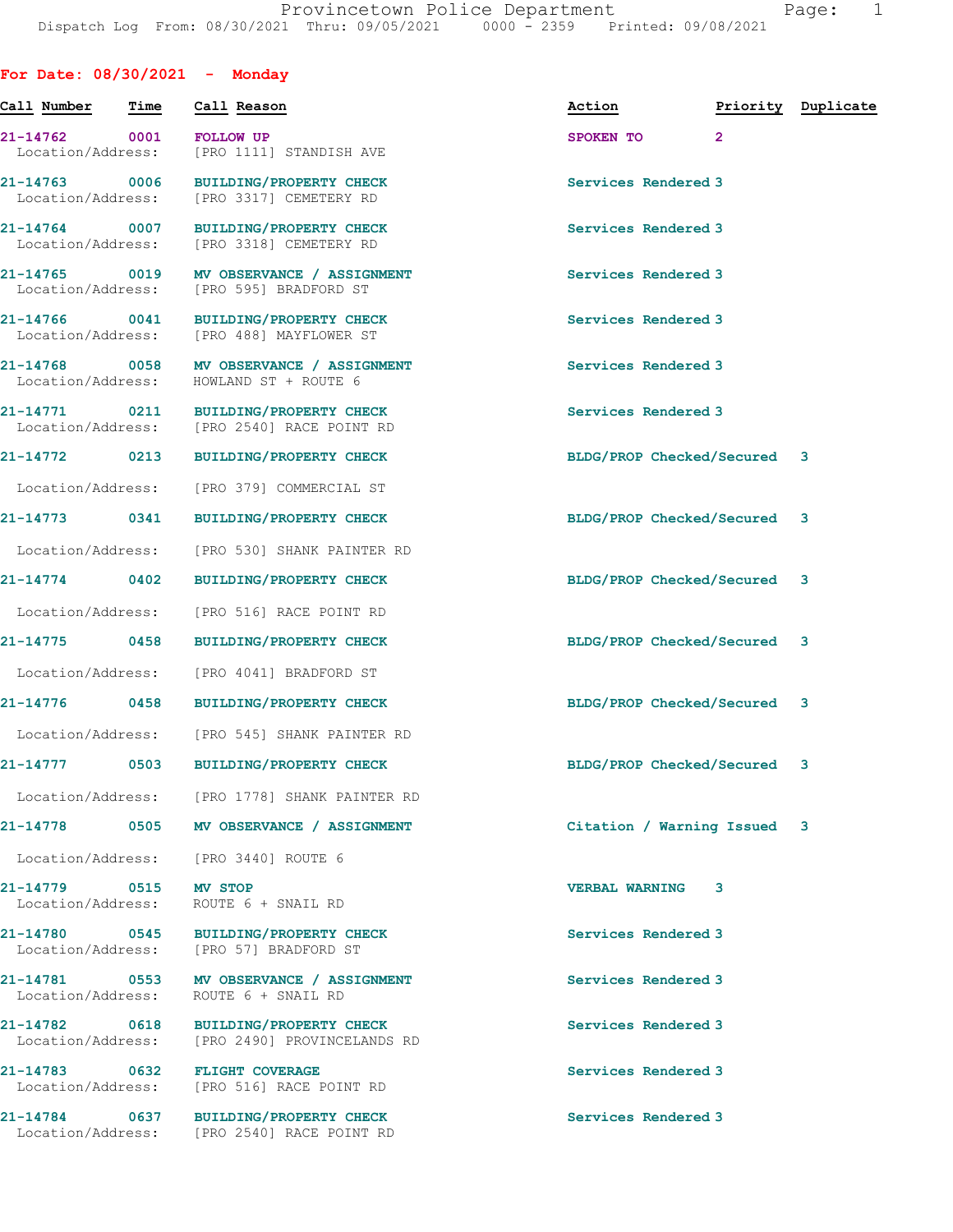Provincetown Police Department
Dispatch Log From: 08/30/2021 Thru: 09/05/2021 0000 - 2359 Printed: 09/08/2021

## For Date: 08/30/2021 - Monday

| Call Number | Time | Call Reason | Action | Priority | Duplicate |
|---|---|---|---|---|---|
| 21-14762 | 0001 | FOLLOW UP<br>Location/Address: [PRO 1111] STANDISH AVE | SPOKEN TO | 2 | |
| 21-14763 | 0006 | BUILDING/PROPERTY CHECK<br>Location/Address: [PRO 3317] CEMETERY RD | Services Rendered | 3 | |
| 21-14764 | 0007 | BUILDING/PROPERTY CHECK<br>Location/Address: [PRO 3318] CEMETERY RD | Services Rendered | 3 | |
| 21-14765 | 0019 | MV OBSERVANCE / ASSIGNMENT<br>Location/Address: [PRO 595] BRADFORD ST | Services Rendered | 3 | |
| 21-14766 | 0041 | BUILDING/PROPERTY CHECK<br>Location/Address: [PRO 488] MAYFLOWER ST | Services Rendered | 3 | |
| 21-14768 | 0058 | MV OBSERVANCE / ASSIGNMENT<br>Location/Address: HOWLAND ST + ROUTE 6 | Services Rendered | 3 | |
| 21-14771 | 0211 | BUILDING/PROPERTY CHECK<br>Location/Address: [PRO 2540] RACE POINT RD | Services Rendered | 3 | |
| 21-14772 | 0213 | BUILDING/PROPERTY CHECK<br>Location/Address: [PRO 379] COMMERCIAL ST | BLDG/PROP Checked/Secured | 3 | |
| 21-14773 | 0341 | BUILDING/PROPERTY CHECK<br>Location/Address: [PRO 530] SHANK PAINTER RD | BLDG/PROP Checked/Secured | 3 | |
| 21-14774 | 0402 | BUILDING/PROPERTY CHECK<br>Location/Address: [PRO 516] RACE POINT RD | BLDG/PROP Checked/Secured | 3 | |
| 21-14775 | 0458 | BUILDING/PROPERTY CHECK<br>Location/Address: [PRO 4041] BRADFORD ST | BLDG/PROP Checked/Secured | 3 | |
| 21-14776 | 0458 | BUILDING/PROPERTY CHECK<br>Location/Address: [PRO 545] SHANK PAINTER RD | BLDG/PROP Checked/Secured | 3 | |
| 21-14777 | 0503 | BUILDING/PROPERTY CHECK<br>Location/Address: [PRO 1778] SHANK PAINTER RD | BLDG/PROP Checked/Secured | 3 | |
| 21-14778 | 0505 | MV OBSERVANCE / ASSIGNMENT<br>Location/Address: [PRO 3440] ROUTE 6 | Citation / Warning Issued | 3 | |
| 21-14779 | 0515 | MV STOP<br>Location/Address: ROUTE 6 + SNAIL RD | VERBAL WARNING | 3 | |
| 21-14780 | 0545 | BUILDING/PROPERTY CHECK<br>Location/Address: [PRO 57] BRADFORD ST | Services Rendered | 3 | |
| 21-14781 | 0553 | MV OBSERVANCE / ASSIGNMENT<br>Location/Address: ROUTE 6 + SNAIL RD | Services Rendered | 3 | |
| 21-14782 | 0618 | BUILDING/PROPERTY CHECK<br>Location/Address: [PRO 2490] PROVINCELANDS RD | Services Rendered | 3 | |
| 21-14783 | 0632 | FLIGHT COVERAGE<br>Location/Address: [PRO 516] RACE POINT RD | Services Rendered | 3 | |
| 21-14784 | 0637 | BUILDING/PROPERTY CHECK<br>Location/Address: [PRO 2540] RACE POINT RD | Services Rendered | 3 | |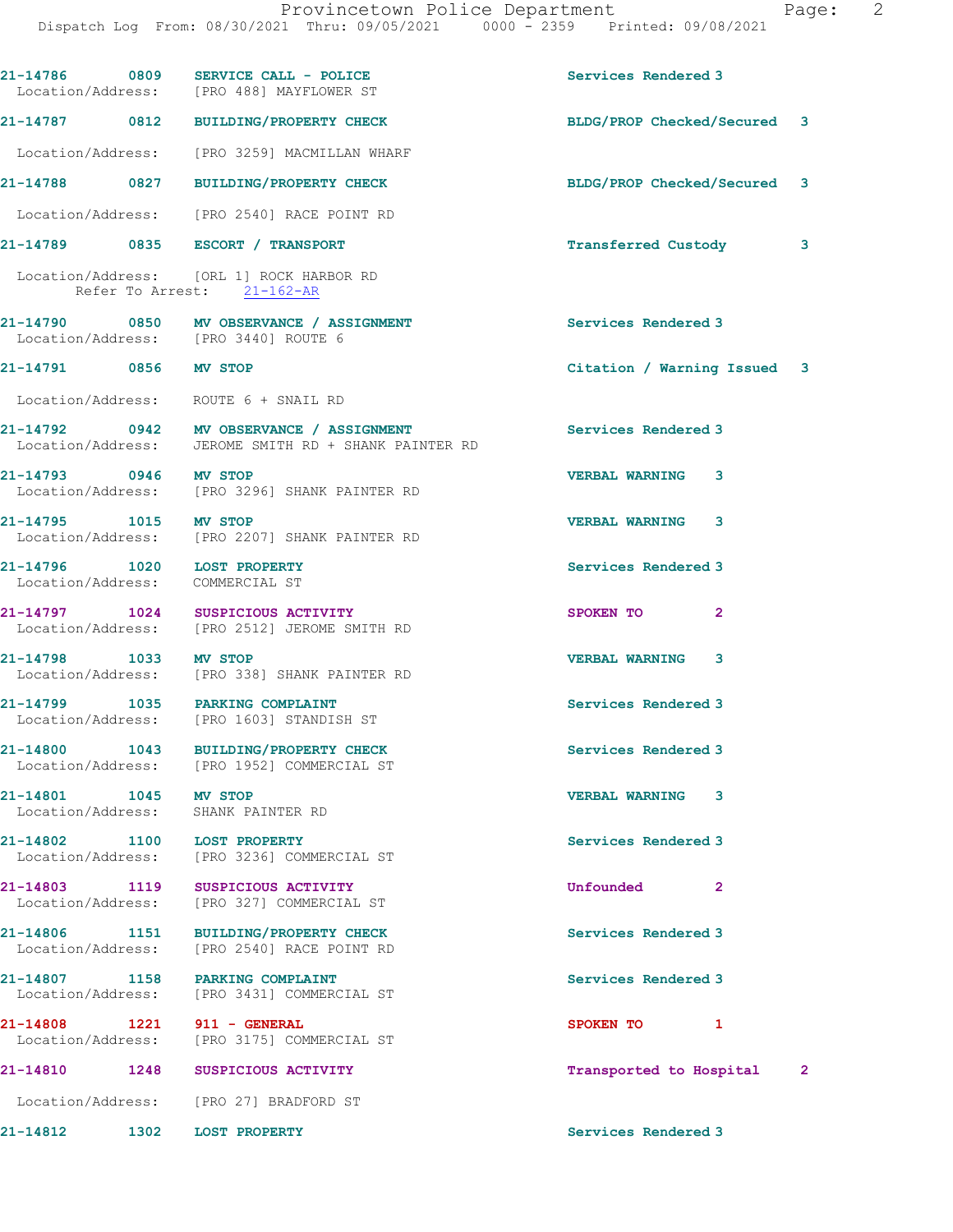21-14786 0809 **SERVICE CALL - POLICE** Services Rendered 3
Location/Address: [PRO 488] MAYFLOWER ST

21-14787 0812 **BUILDING/PROPERTY CHECK** BLDG/PROP Checked/Secured 3
Location/Address: [PRO 3259] MACMILLAN WHARF

21-14788 0827 **BUILDING/PROPERTY CHECK** BLDG/PROP Checked/Secured 3
Location/Address: [PRO 2540] RACE POINT RD

21-14789 0835 **ESCORT / TRANSPORT** Transferred Custody 3
Location/Address: [ORL 1] ROCK HARBOR RD
Refer To Arrest: 21-162-AR

21-14790 0850 **MV OBSERVANCE / ASSIGNMENT** Services Rendered 3
Location/Address: [PRO 3440] ROUTE 6

21-14791 0856 **MV STOP** Citation / Warning Issued 3
Location/Address: ROUTE 6 + SNAIL RD

21-14792 0942 **MV OBSERVANCE / ASSIGNMENT** Services Rendered 3
Location/Address: JEROME SMITH RD + SHANK PAINTER RD

21-14793 0946 **MV STOP** VERBAL WARNING 3
Location/Address: [PRO 3296] SHANK PAINTER RD

21-14795 1015 **MV STOP** VERBAL WARNING 3
Location/Address: [PRO 2207] SHANK PAINTER RD

21-14796 1020 **LOST PROPERTY** Services Rendered 3
Location/Address: COMMERCIAL ST

21-14797 1024 **SUSPICIOUS ACTIVITY** SPOKEN TO 2
Location/Address: [PRO 2512] JEROME SMITH RD

21-14798 1033 **MV STOP** VERBAL WARNING 3
Location/Address: [PRO 338] SHANK PAINTER RD

21-14799 1035 **PARKING COMPLAINT** Services Rendered 3
Location/Address: [PRO 1603] STANDISH ST

21-14800 1043 **BUILDING/PROPERTY CHECK** Services Rendered 3
Location/Address: [PRO 1952] COMMERCIAL ST

21-14801 1045 **MV STOP** VERBAL WARNING 3
Location/Address: SHANK PAINTER RD

21-14802 1100 **LOST PROPERTY** Services Rendered 3
Location/Address: [PRO 3236] COMMERCIAL ST

21-14803 1119 **SUSPICIOUS ACTIVITY** Unfounded 2
Location/Address: [PRO 327] COMMERCIAL ST

21-14806 1151 **BUILDING/PROPERTY CHECK** Services Rendered 3
Location/Address: [PRO 2540] RACE POINT RD

21-14807 1158 **PARKING COMPLAINT** Services Rendered 3
Location/Address: [PRO 3431] COMMERCIAL ST

21-14808 1221 **911 - GENERAL** SPOKEN TO 1
Location/Address: [PRO 3175] COMMERCIAL ST

21-14810 1248 **SUSPICIOUS ACTIVITY** Transported to Hospital 2
Location/Address: [PRO 27] BRADFORD ST

21-14812 1302 **LOST PROPERTY** Services Rendered 3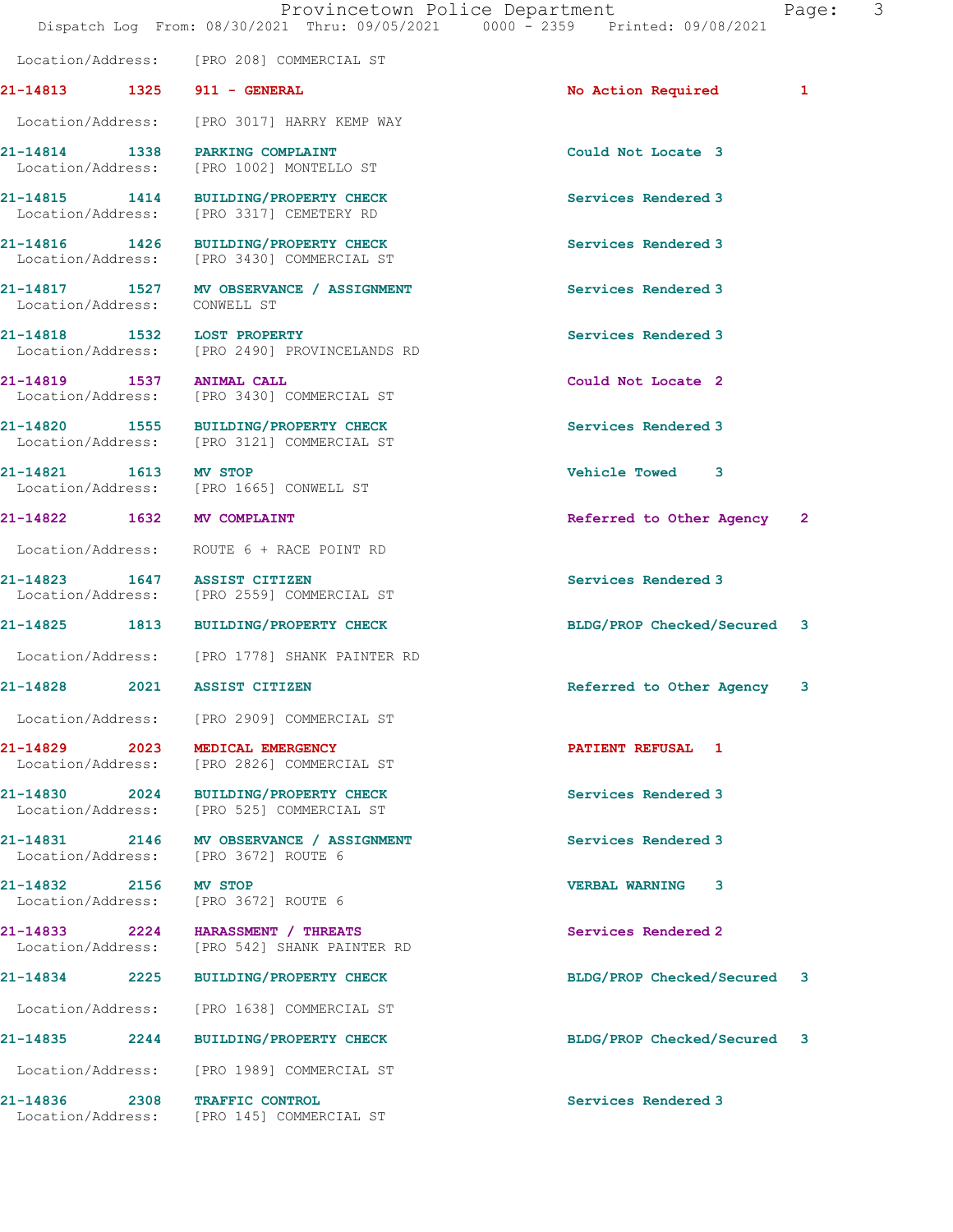Location/Address: [PRO 208] COMMERCIAL ST

| Call Number | Time | Call Reason | Action | Priority |
|---|---|---|---|---|
| 21-14813 | 1325 | 911 - GENERAL | No Action Required | 1 |
| | | Location/Address: [PRO 3017] HARRY KEMP WAY | | |
| 21-14814 | 1338 | PARKING COMPLAINT | Could Not Locate | 3 |
| | | Location/Address: [PRO 1002] MONTELLO ST | | |
| 21-14815 | 1414 | BUILDING/PROPERTY CHECK | Services Rendered | 3 |
| | | Location/Address: [PRO 3317] CEMETERY RD | | |
| 21-14816 | 1426 | BUILDING/PROPERTY CHECK | Services Rendered | 3 |
| | | Location/Address: [PRO 3430] COMMERCIAL ST | | |
| 21-14817 | 1527 | MV OBSERVANCE / ASSIGNMENT | Services Rendered | 3 |
| | | Location/Address: CONWELL ST | | |
| 21-14818 | 1532 | LOST PROPERTY | Services Rendered | 3 |
| | | Location/Address: [PRO 2490] PROVINCELANDS RD | | |
| 21-14819 | 1537 | ANIMAL CALL | Could Not Locate | 2 |
| | | Location/Address: [PRO 3430] COMMERCIAL ST | | |
| 21-14820 | 1555 | BUILDING/PROPERTY CHECK | Services Rendered | 3 |
| | | Location/Address: [PRO 3121] COMMERCIAL ST | | |
| 21-14821 | 1613 | MV STOP | Vehicle Towed | 3 |
| | | Location/Address: [PRO 1665] CONWELL ST | | |
| 21-14822 | 1632 | MV COMPLAINT | Referred to Other Agency | 2 |
| | | Location/Address: ROUTE 6 + RACE POINT RD | | |
| 21-14823 | 1647 | ASSIST CITIZEN | Services Rendered | 3 |
| | | Location/Address: [PRO 2559] COMMERCIAL ST | | |
| 21-14825 | 1813 | BUILDING/PROPERTY CHECK | BLDG/PROP Checked/Secured | 3 |
| | | Location/Address: [PRO 1778] SHANK PAINTER RD | | |
| 21-14828 | 2021 | ASSIST CITIZEN | Referred to Other Agency | 3 |
| | | Location/Address: [PRO 2909] COMMERCIAL ST | | |
| 21-14829 | 2023 | MEDICAL EMERGENCY | PATIENT REFUSAL | 1 |
| | | Location/Address: [PRO 2826] COMMERCIAL ST | | |
| 21-14830 | 2024 | BUILDING/PROPERTY CHECK | Services Rendered | 3 |
| | | Location/Address: [PRO 525] COMMERCIAL ST | | |
| 21-14831 | 2146 | MV OBSERVANCE / ASSIGNMENT | Services Rendered | 3 |
| | | Location/Address: [PRO 3672] ROUTE 6 | | |
| 21-14832 | 2156 | MV STOP | VERBAL WARNING | 3 |
| | | Location/Address: [PRO 3672] ROUTE 6 | | |
| 21-14833 | 2224 | HARASSMENT / THREATS | Services Rendered | 2 |
| | | Location/Address: [PRO 542] SHANK PAINTER RD | | |
| 21-14834 | 2225 | BUILDING/PROPERTY CHECK | BLDG/PROP Checked/Secured | 3 |
| | | Location/Address: [PRO 1638] COMMERCIAL ST | | |
| 21-14835 | 2244 | BUILDING/PROPERTY CHECK | BLDG/PROP Checked/Secured | 3 |
| | | Location/Address: [PRO 1989] COMMERCIAL ST | | |
| 21-14836 | 2308 | TRAFFIC CONTROL | Services Rendered | 3 |
| | | Location/Address: [PRO 145] COMMERCIAL ST | | |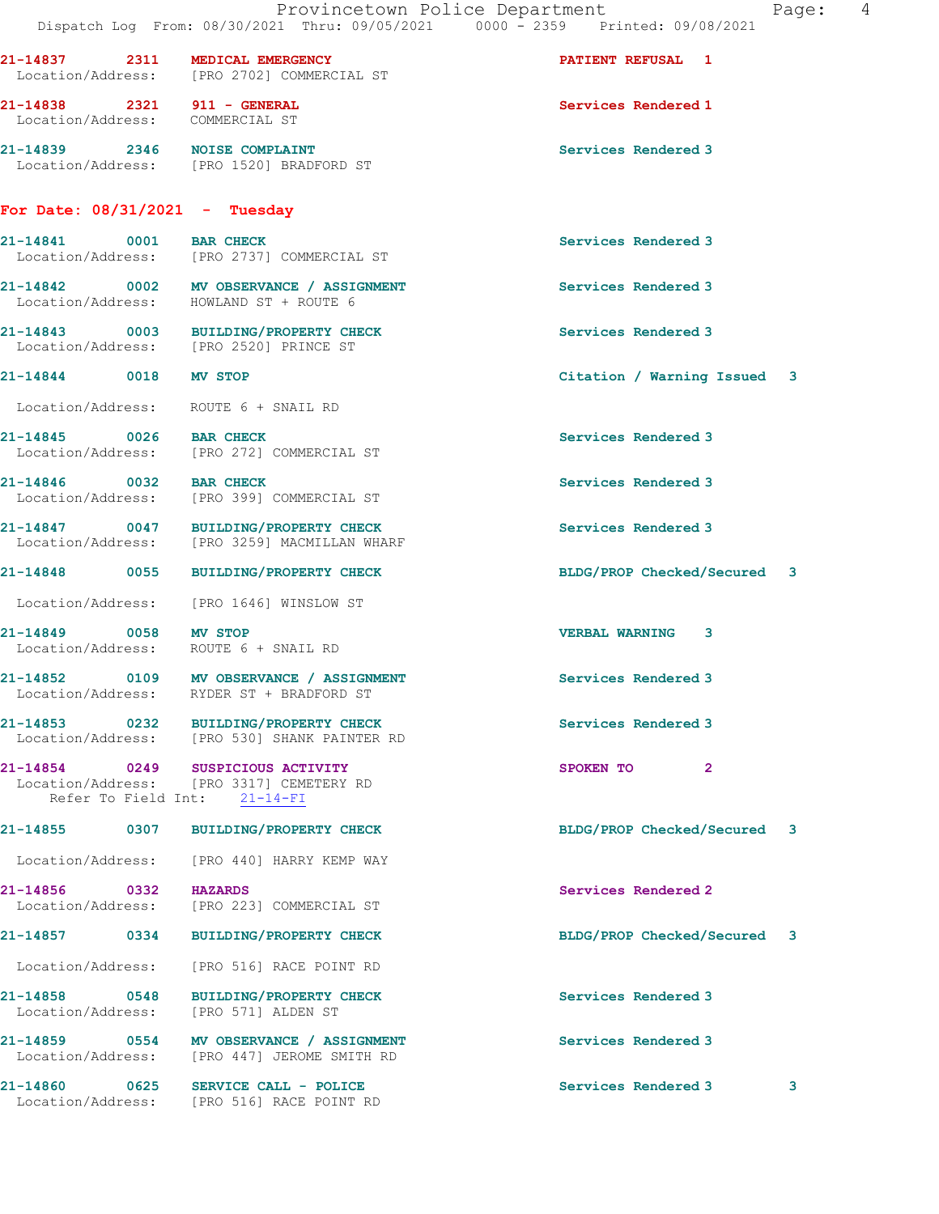21-14837 2311 **MEDICAL EMERGENCY** PATIENT REFUSAL 1
Location/Address: [PRO 2702] COMMERCIAL ST

21-14838 2321 **911 - GENERAL** Services Rendered 1
Location/Address: COMMERCIAL ST

21-14839 2346 **NOISE COMPLAINT** Services Rendered 3
Location/Address: [PRO 1520] BRADFORD ST

## For Date: 08/31/2021 - Tuesday

21-14841 0001 **BAR CHECK** Services Rendered 3
Location/Address: [PRO 2737] COMMERCIAL ST

21-14842 0002 **MV OBSERVANCE / ASSIGNMENT** Services Rendered 3
Location/Address: HOWLAND ST + ROUTE 6

21-14843 0003 **BUILDING/PROPERTY CHECK** Services Rendered 3
Location/Address: [PRO 2520] PRINCE ST

21-14844 0018 **MV STOP** Citation / Warning Issued 3
Location/Address: ROUTE 6 + SNAIL RD

21-14845 0026 **BAR CHECK** Services Rendered 3
Location/Address: [PRO 272] COMMERCIAL ST

21-14846 0032 **BAR CHECK** Services Rendered 3
Location/Address: [PRO 399] COMMERCIAL ST

21-14847 0047 **BUILDING/PROPERTY CHECK** Services Rendered 3
Location/Address: [PRO 3259] MACMILLAN WHARF

21-14848 0055 **BUILDING/PROPERTY CHECK** BLDG/PROP Checked/Secured 3
Location/Address: [PRO 1646] WINSLOW ST

21-14849 0058 **MV STOP** VERBAL WARNING 3
Location/Address: ROUTE 6 + SNAIL RD

21-14852 0109 **MV OBSERVANCE / ASSIGNMENT** Services Rendered 3
Location/Address: RYDER ST + BRADFORD ST

21-14853 0232 **BUILDING/PROPERTY CHECK** Services Rendered 3
Location/Address: [PRO 530] SHANK PAINTER RD

21-14854 0249 **SUSPICIOUS ACTIVITY** SPOKEN TO 2
Location/Address: [PRO 3317] CEMETERY RD
Refer To Field Int: 21-14-FI

21-14855 0307 **BUILDING/PROPERTY CHECK** BLDG/PROP Checked/Secured 3
Location/Address: [PRO 440] HARRY KEMP WAY

21-14856 0332 **HAZARDS** Services Rendered 2
Location/Address: [PRO 223] COMMERCIAL ST

21-14857 0334 **BUILDING/PROPERTY CHECK** BLDG/PROP Checked/Secured 3
Location/Address: [PRO 516] RACE POINT RD

21-14858 0548 **BUILDING/PROPERTY CHECK** Services Rendered 3
Location/Address: [PRO 571] ALDEN ST

21-14859 0554 **MV OBSERVANCE / ASSIGNMENT** Services Rendered 3
Location/Address: [PRO 447] JEROME SMITH RD

21-14860 0625 **SERVICE CALL - POLICE** Services Rendered 3 3
Location/Address: [PRO 516] RACE POINT RD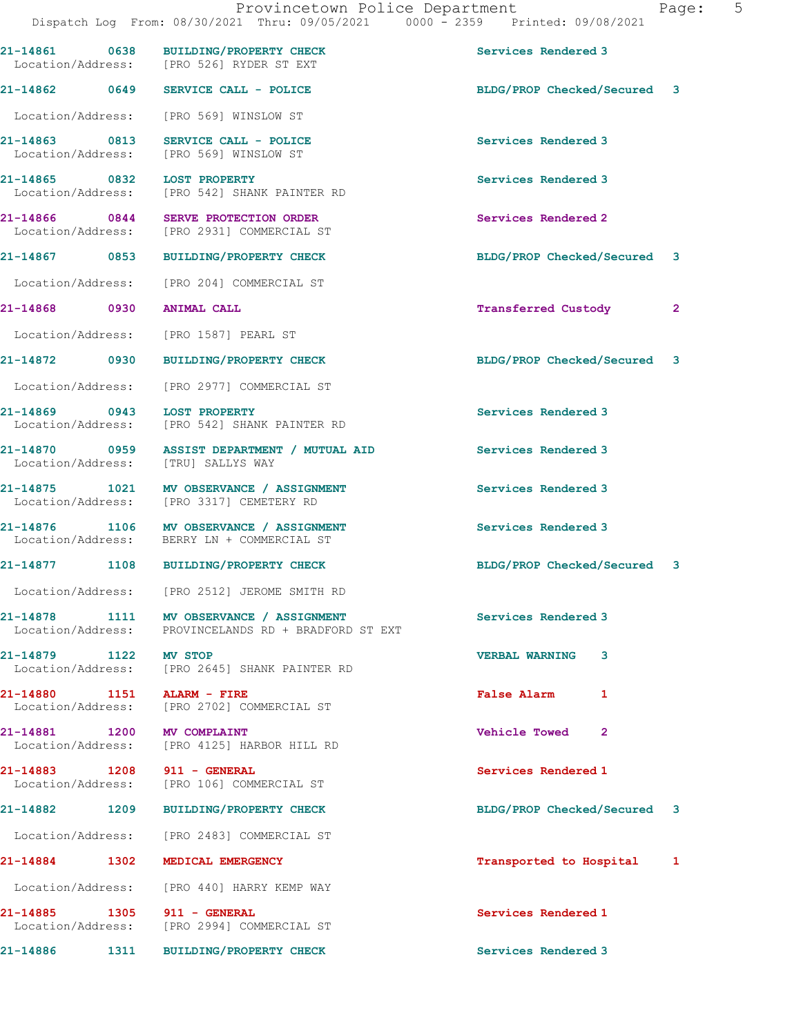| Call Number | Time | Call Reason | Action | Priority |
|---|---|---|---|---|
| 21-14861 | 0638 | BUILDING/PROPERTY CHECK | Services Rendered | 3 |
| Location/Address: | | [PRO 526] RYDER ST EXT | | |
| 21-14862 | 0649 | SERVICE CALL - POLICE | BLDG/PROP Checked/Secured | 3 |
| Location/Address: | | [PRO 569] WINSLOW ST | | |
| 21-14863 | 0813 | SERVICE CALL - POLICE | Services Rendered | 3 |
| Location/Address: | | [PRO 569] WINSLOW ST | | |
| 21-14865 | 0832 | LOST PROPERTY | Services Rendered | 3 |
| Location/Address: | | [PRO 542] SHANK PAINTER RD | | |
| 21-14866 | 0844 | SERVE PROTECTION ORDER | Services Rendered | 2 |
| Location/Address: | | [PRO 2931] COMMERCIAL ST | | |
| 21-14867 | 0853 | BUILDING/PROPERTY CHECK | BLDG/PROP Checked/Secured | 3 |
| Location/Address: | | [PRO 204] COMMERCIAL ST | | |
| 21-14868 | 0930 | ANIMAL CALL | Transferred Custody | 2 |
| Location/Address: | | [PRO 1587] PEARL ST | | |
| 21-14872 | 0930 | BUILDING/PROPERTY CHECK | BLDG/PROP Checked/Secured | 3 |
| Location/Address: | | [PRO 2977] COMMERCIAL ST | | |
| 21-14869 | 0943 | LOST PROPERTY | Services Rendered | 3 |
| Location/Address: | | [PRO 542] SHANK PAINTER RD | | |
| 21-14870 | 0959 | ASSIST DEPARTMENT / MUTUAL AID | Services Rendered | 3 |
| Location/Address: | | [TRU] SALLYS WAY | | |
| 21-14875 | 1021 | MV OBSERVANCE / ASSIGNMENT | Services Rendered | 3 |
| Location/Address: | | [PRO 3317] CEMETERY RD | | |
| 21-14876 | 1106 | MV OBSERVANCE / ASSIGNMENT | Services Rendered | 3 |
| Location/Address: | | BERRY LN + COMMERCIAL ST | | |
| 21-14877 | 1108 | BUILDING/PROPERTY CHECK | BLDG/PROP Checked/Secured | 3 |
| Location/Address: | | [PRO 2512] JEROME SMITH RD | | |
| 21-14878 | 1111 | MV OBSERVANCE / ASSIGNMENT | Services Rendered | 3 |
| Location/Address: | | PROVINCELANDS RD + BRADFORD ST EXT | | |
| 21-14879 | 1122 | MV STOP | VERBAL WARNING | 3 |
| Location/Address: | | [PRO 2645] SHANK PAINTER RD | | |
| 21-14880 | 1151 | ALARM - FIRE | False Alarm | 1 |
| Location/Address: | | [PRO 2702] COMMERCIAL ST | | |
| 21-14881 | 1200 | MV COMPLAINT | Vehicle Towed | 2 |
| Location/Address: | | [PRO 4125] HARBOR HILL RD | | |
| 21-14883 | 1208 | 911 - GENERAL | Services Rendered | 1 |
| Location/Address: | | [PRO 106] COMMERCIAL ST | | |
| 21-14882 | 1209 | BUILDING/PROPERTY CHECK | BLDG/PROP Checked/Secured | 3 |
| Location/Address: | | [PRO 2483] COMMERCIAL ST | | |
| 21-14884 | 1302 | MEDICAL EMERGENCY | Transported to Hospital | 1 |
| Location/Address: | | [PRO 440] HARRY KEMP WAY | | |
| 21-14885 | 1305 | 911 - GENERAL | Services Rendered | 1 |
| Location/Address: | | [PRO 2994] COMMERCIAL ST | | |
| 21-14886 | 1311 | BUILDING/PROPERTY CHECK | Services Rendered | 3 |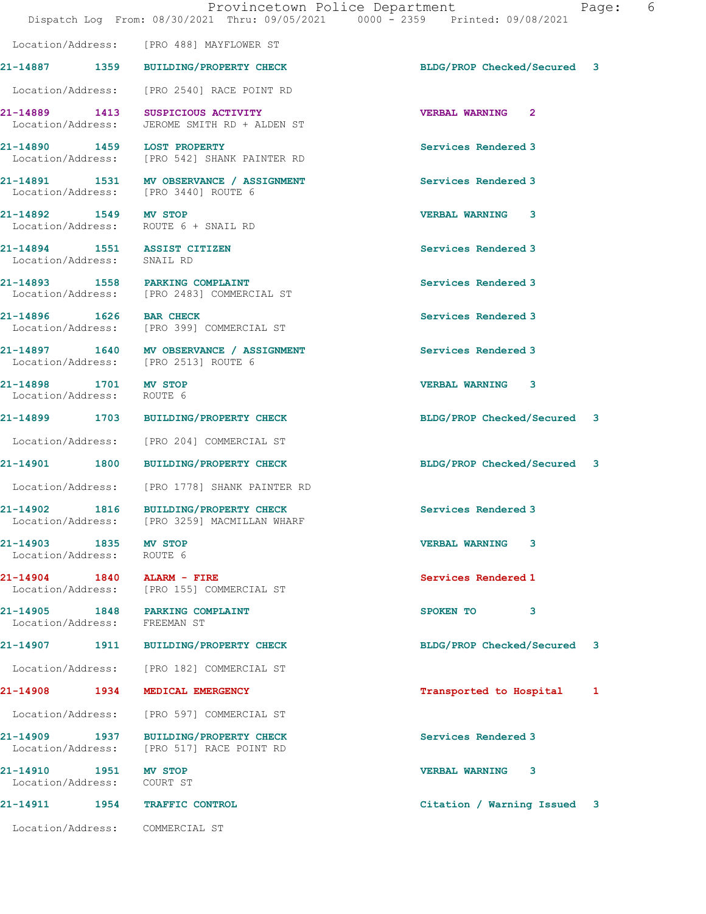Location/Address: [PRO 488] MAYFLOWER ST

| Call Number | Time | Call Reason | Action | Priority |
|---|---|---|---|---|
| 21-14887 | 1359 | BUILDING/PROPERTY CHECK | BLDG/PROP Checked/Secured | 3 |

Location/Address: [PRO 2540] RACE POINT RD

| Call Number | Time | Call Reason | Action | Priority |
|---|---|---|---|---|
| 21-14889 | 1413 | SUSPICIOUS ACTIVITY | VERBAL WARNING | 2 |

Location/Address: JEROME SMITH RD + ALDEN ST

| Call Number | Time | Call Reason | Action | Priority |
|---|---|---|---|---|
| 21-14890 | 1459 | LOST PROPERTY | Services Rendered | 3 |

Location/Address: [PRO 542] SHANK PAINTER RD

| Call Number | Time | Call Reason | Action | Priority |
|---|---|---|---|---|
| 21-14891 | 1531 | MV OBSERVANCE / ASSIGNMENT | Services Rendered | 3 |

Location/Address: [PRO 3440] ROUTE 6

| Call Number | Time | Call Reason | Action | Priority |
|---|---|---|---|---|
| 21-14892 | 1549 | MV STOP | VERBAL WARNING | 3 |

Location/Address: ROUTE 6 + SNAIL RD

| Call Number | Time | Call Reason | Action | Priority |
|---|---|---|---|---|
| 21-14894 | 1551 | ASSIST CITIZEN | Services Rendered | 3 |

Location/Address: SNAIL RD

| Call Number | Time | Call Reason | Action | Priority |
|---|---|---|---|---|
| 21-14893 | 1558 | PARKING COMPLAINT | Services Rendered | 3 |

Location/Address: [PRO 2483] COMMERCIAL ST

| Call Number | Time | Call Reason | Action | Priority |
|---|---|---|---|---|
| 21-14896 | 1626 | BAR CHECK | Services Rendered | 3 |

Location/Address: [PRO 399] COMMERCIAL ST

| Call Number | Time | Call Reason | Action | Priority |
|---|---|---|---|---|
| 21-14897 | 1640 | MV OBSERVANCE / ASSIGNMENT | Services Rendered | 3 |

Location/Address: [PRO 2513] ROUTE 6

| Call Number | Time | Call Reason | Action | Priority |
|---|---|---|---|---|
| 21-14898 | 1701 | MV STOP | VERBAL WARNING | 3 |

Location/Address: ROUTE 6

| Call Number | Time | Call Reason | Action | Priority |
|---|---|---|---|---|
| 21-14899 | 1703 | BUILDING/PROPERTY CHECK | BLDG/PROP Checked/Secured | 3 |

Location/Address: [PRO 204] COMMERCIAL ST

| Call Number | Time | Call Reason | Action | Priority |
|---|---|---|---|---|
| 21-14901 | 1800 | BUILDING/PROPERTY CHECK | BLDG/PROP Checked/Secured | 3 |

Location/Address: [PRO 1778] SHANK PAINTER RD

| Call Number | Time | Call Reason | Action | Priority |
|---|---|---|---|---|
| 21-14902 | 1816 | BUILDING/PROPERTY CHECK | Services Rendered | 3 |

Location/Address: [PRO 3259] MACMILLAN WHARF

| Call Number | Time | Call Reason | Action | Priority |
|---|---|---|---|---|
| 21-14903 | 1835 | MV STOP | VERBAL WARNING | 3 |

Location/Address: ROUTE 6

| Call Number | Time | Call Reason | Action | Priority |
|---|---|---|---|---|
| 21-14904 | 1840 | ALARM - FIRE | Services Rendered | 1 |

Location/Address: [PRO 155] COMMERCIAL ST

| Call Number | Time | Call Reason | Action | Priority |
|---|---|---|---|---|
| 21-14905 | 1848 | PARKING COMPLAINT | SPOKEN TO | 3 |

Location/Address: FREEMAN ST

| Call Number | Time | Call Reason | Action | Priority |
|---|---|---|---|---|
| 21-14907 | 1911 | BUILDING/PROPERTY CHECK | BLDG/PROP Checked/Secured | 3 |

Location/Address: [PRO 182] COMMERCIAL ST

| Call Number | Time | Call Reason | Action | Priority |
|---|---|---|---|---|
| 21-14908 | 1934 | MEDICAL EMERGENCY | Transported to Hospital | 1 |

Location/Address: [PRO 597] COMMERCIAL ST

| Call Number | Time | Call Reason | Action | Priority |
|---|---|---|---|---|
| 21-14909 | 1937 | BUILDING/PROPERTY CHECK | Services Rendered | 3 |

Location/Address: [PRO 517] RACE POINT RD

| Call Number | Time | Call Reason | Action | Priority |
|---|---|---|---|---|
| 21-14910 | 1951 | MV STOP | VERBAL WARNING | 3 |

Location/Address: COURT ST

| Call Number | Time | Call Reason | Action | Priority |
|---|---|---|---|---|
| 21-14911 | 1954 | TRAFFIC CONTROL | Citation / Warning Issued | 3 |

Location/Address: COMMERCIAL ST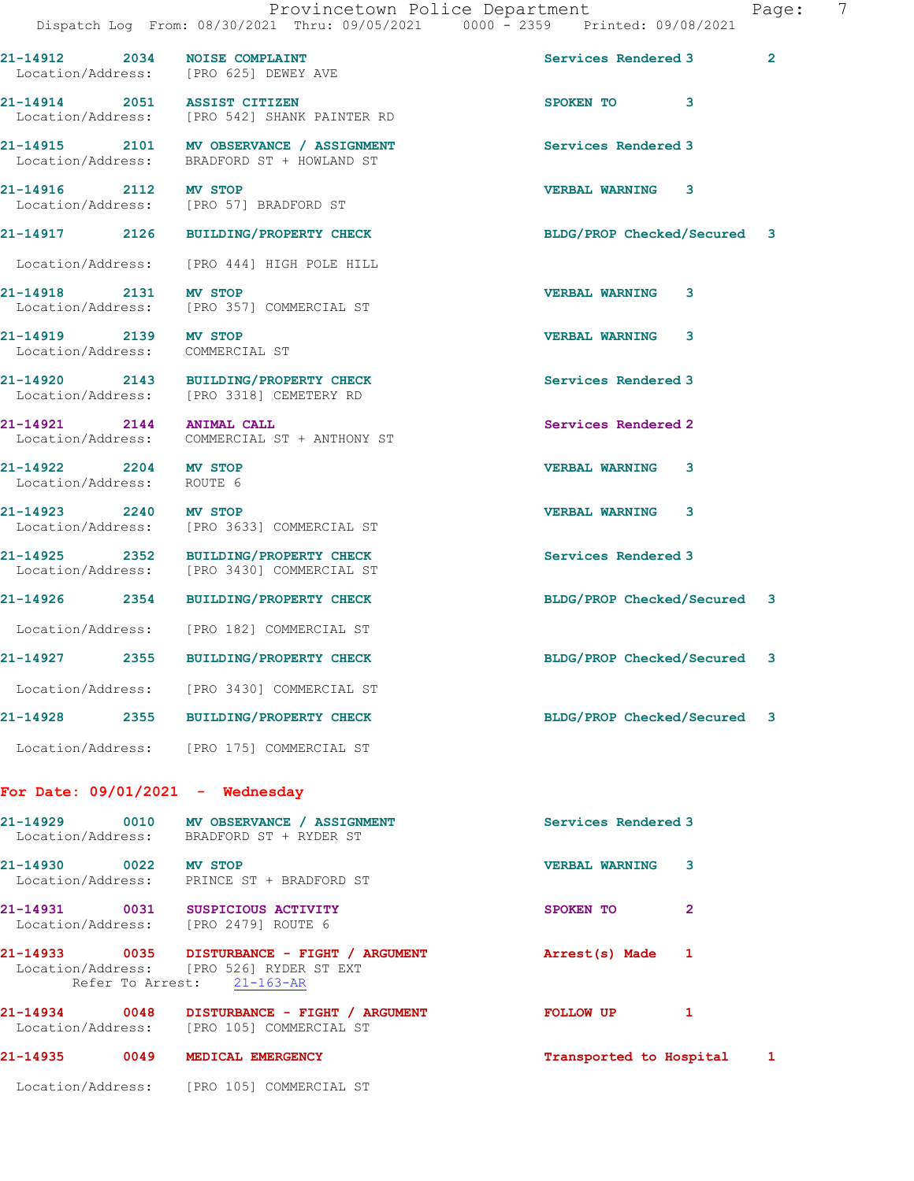21-14912 2034 NOISE COMPLAINT Services Rendered 3 2
Location/Address: [PRO 625] DEWEY AVE

21-14914 2051 ASSIST CITIZEN SPOKEN TO 3
Location/Address: [PRO 542] SHANK PAINTER RD

21-14915 2101 MV OBSERVANCE / ASSIGNMENT Services Rendered 3
Location/Address: BRADFORD ST + HOWLAND ST

21-14916 2112 MV STOP VERBAL WARNING 3
Location/Address: [PRO 57] BRADFORD ST

21-14917 2126 BUILDING/PROPERTY CHECK BLDG/PROP Checked/Secured 3
Location/Address: [PRO 444] HIGH POLE HILL

21-14918 2131 MV STOP VERBAL WARNING 3
Location/Address: [PRO 357] COMMERCIAL ST

21-14919 2139 MV STOP VERBAL WARNING 3
Location/Address: COMMERCIAL ST

21-14920 2143 BUILDING/PROPERTY CHECK Services Rendered 3
Location/Address: [PRO 3318] CEMETERY RD

21-14921 2144 ANIMAL CALL Services Rendered 2
Location/Address: COMMERCIAL ST + ANTHONY ST

21-14922 2204 MV STOP VERBAL WARNING 3
Location/Address: ROUTE 6

21-14923 2240 MV STOP VERBAL WARNING 3
Location/Address: [PRO 3633] COMMERCIAL ST

21-14925 2352 BUILDING/PROPERTY CHECK Services Rendered 3
Location/Address: [PRO 3430] COMMERCIAL ST

21-14926 2354 BUILDING/PROPERTY CHECK BLDG/PROP Checked/Secured 3
Location/Address: [PRO 182] COMMERCIAL ST

21-14927 2355 BUILDING/PROPERTY CHECK BLDG/PROP Checked/Secured 3
Location/Address: [PRO 3430] COMMERCIAL ST

21-14928 2355 BUILDING/PROPERTY CHECK BLDG/PROP Checked/Secured 3
Location/Address: [PRO 175] COMMERCIAL ST

**For Date: 09/01/2021 - Wednesday**

21-14929 0010 MV OBSERVANCE / ASSIGNMENT Services Rendered 3
Location/Address: BRADFORD ST + RYDER ST

21-14930 0022 MV STOP VERBAL WARNING 3
Location/Address: PRINCE ST + BRADFORD ST

21-14931 0031 SUSPICIOUS ACTIVITY SPOKEN TO 2
Location/Address: [PRO 2479] ROUTE 6

21-14933 0035 DISTURBANCE - FIGHT / ARGUMENT Arrest(s) Made 1
Location/Address: [PRO 526] RYDER ST EXT
Refer To Arrest: 21-163-AR

21-14934 0048 DISTURBANCE - FIGHT / ARGUMENT FOLLOW UP 1
Location/Address: [PRO 105] COMMERCIAL ST

21-14935 0049 MEDICAL EMERGENCY Transported to Hospital 1
Location/Address: [PRO 105] COMMERCIAL ST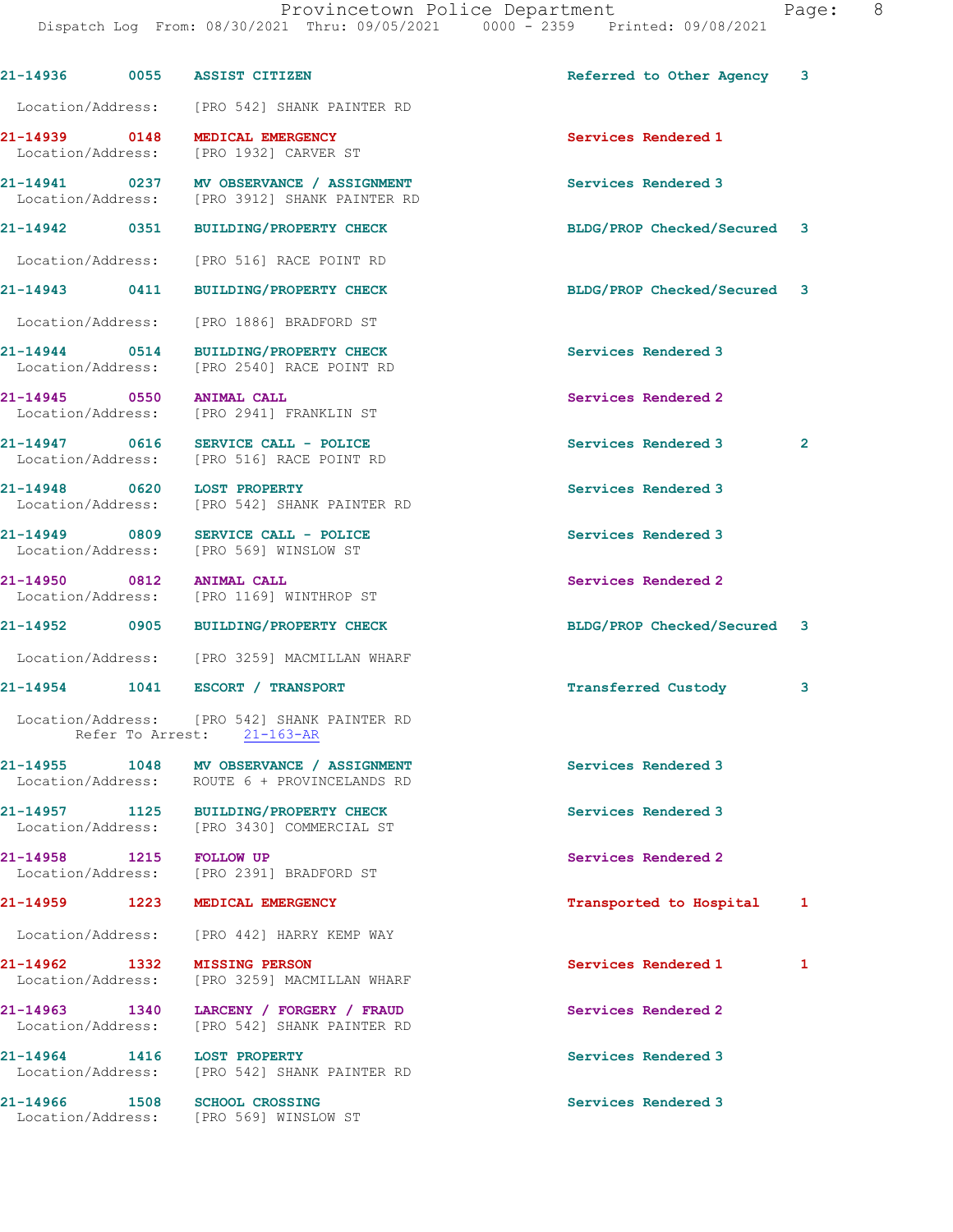21-14936 0055 ASSIST CITIZEN Referred to Other Agency 3

Location/Address: [PRO 542] SHANK PAINTER RD

21-14939 0148 MEDICAL EMERGENCY Services Rendered 1
Location/Address: [PRO 1932] CARVER ST

21-14941 0237 MV OBSERVANCE / ASSIGNMENT Services Rendered 3
Location/Address: [PRO 3912] SHANK PAINTER RD

21-14942 0351 BUILDING/PROPERTY CHECK BLDG/PROP Checked/Secured 3

Location/Address: [PRO 516] RACE POINT RD

21-14943 0411 BUILDING/PROPERTY CHECK BLDG/PROP Checked/Secured 3

Location/Address: [PRO 1886] BRADFORD ST

21-14944 0514 BUILDING/PROPERTY CHECK Services Rendered 3
Location/Address: [PRO 2540] RACE POINT RD

21-14945 0550 ANIMAL CALL Services Rendered 2
Location/Address: [PRO 2941] FRANKLIN ST

21-14947 0616 SERVICE CALL - POLICE Services Rendered 3 2
Location/Address: [PRO 516] RACE POINT RD

21-14948 0620 LOST PROPERTY Services Rendered 3
Location/Address: [PRO 542] SHANK PAINTER RD

21-14949 0809 SERVICE CALL - POLICE Services Rendered 3
Location/Address: [PRO 569] WINSLOW ST

21-14950 0812 ANIMAL CALL Services Rendered 2
Location/Address: [PRO 1169] WINTHROP ST

21-14952 0905 BUILDING/PROPERTY CHECK BLDG/PROP Checked/Secured 3

Location/Address: [PRO 3259] MACMILLAN WHARF

21-14954 1041 ESCORT / TRANSPORT Transferred Custody 3

Location/Address: [PRO 542] SHANK PAINTER RD
Refer To Arrest: 21-163-AR

21-14955 1048 MV OBSERVANCE / ASSIGNMENT Services Rendered 3
Location/Address: ROUTE 6 + PROVINCELANDS RD

21-14957 1125 BUILDING/PROPERTY CHECK Services Rendered 3
Location/Address: [PRO 3430] COMMERCIAL ST

21-14958 1215 FOLLOW UP Services Rendered 2
Location/Address: [PRO 2391] BRADFORD ST

21-14959 1223 MEDICAL EMERGENCY Transported to Hospital 1

Location/Address: [PRO 442] HARRY KEMP WAY

21-14962 1332 MISSING PERSON Services Rendered 1 1
Location/Address: [PRO 3259] MACMILLAN WHARF

21-14963 1340 LARCENY / FORGERY / FRAUD Services Rendered 2
Location/Address: [PRO 542] SHANK PAINTER RD

21-14964 1416 LOST PROPERTY Services Rendered 3
Location/Address: [PRO 542] SHANK PAINTER RD

21-14966 1508 SCHOOL CROSSING Services Rendered 3
Location/Address: [PRO 569] WINSLOW ST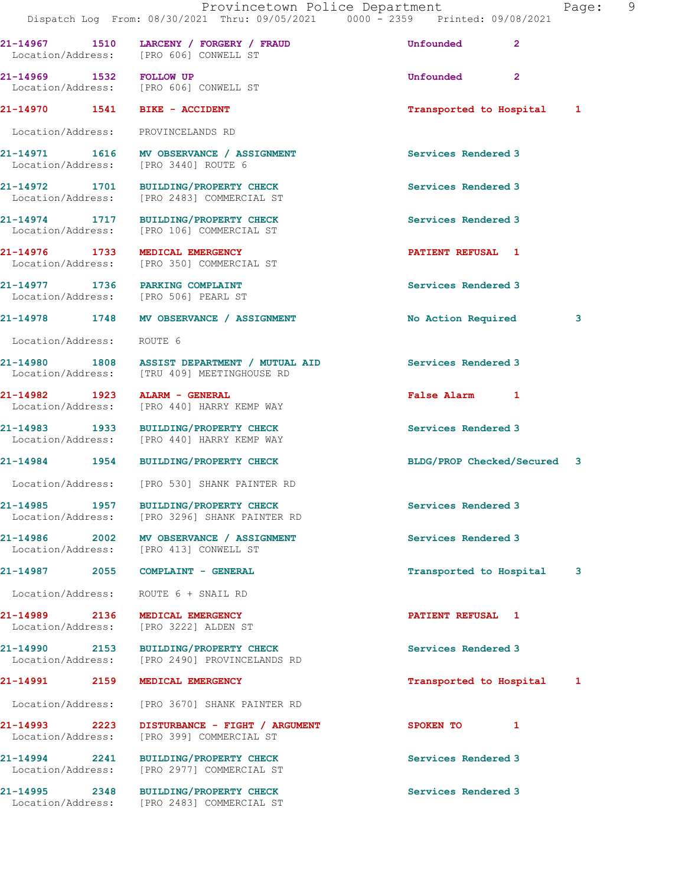| Call Number | Time | Call Reason | Action | Priority |
|---|---|---|---|---|
| 21-14967 | 1510 | LARCENY / FORGERY / FRAUD | Unfounded | 2 |
| Location/Address: | | [PRO 606] CONWELL ST | | |
| 21-14969 | 1532 | FOLLOW UP | Unfounded | 2 |
| Location/Address: | | [PRO 606] CONWELL ST | | |
| 21-14970 | 1541 | BIKE - ACCIDENT | Transported to Hospital | 1 |
| Location/Address: | | PROVINCELANDS RD | | |
| 21-14971 | 1616 | MV OBSERVANCE / ASSIGNMENT | Services Rendered | 3 |
| Location/Address: | | [PRO 3440] ROUTE 6 | | |
| 21-14972 | 1701 | BUILDING/PROPERTY CHECK | Services Rendered | 3 |
| Location/Address: | | [PRO 2483] COMMERCIAL ST | | |
| 21-14974 | 1717 | BUILDING/PROPERTY CHECK | Services Rendered | 3 |
| Location/Address: | | [PRO 106] COMMERCIAL ST | | |
| 21-14976 | 1733 | MEDICAL EMERGENCY | PATIENT REFUSAL | 1 |
| Location/Address: | | [PRO 350] COMMERCIAL ST | | |
| 21-14977 | 1736 | PARKING COMPLAINT | Services Rendered | 3 |
| Location/Address: | | [PRO 506] PEARL ST | | |
| 21-14978 | 1748 | MV OBSERVANCE / ASSIGNMENT | No Action Required | 3 |
| Location/Address: | | ROUTE 6 | | |
| 21-14980 | 1808 | ASSIST DEPARTMENT / MUTUAL AID | Services Rendered | 3 |
| Location/Address: | | [TRU 409] MEETINGHOUSE RD | | |
| 21-14982 | 1923 | ALARM - GENERAL | False Alarm | 1 |
| Location/Address: | | [PRO 440] HARRY KEMP WAY | | |
| 21-14983 | 1933 | BUILDING/PROPERTY CHECK | Services Rendered | 3 |
| Location/Address: | | [PRO 440] HARRY KEMP WAY | | |
| 21-14984 | 1954 | BUILDING/PROPERTY CHECK | BLDG/PROP Checked/Secured | 3 |
| Location/Address: | | [PRO 530] SHANK PAINTER RD | | |
| 21-14985 | 1957 | BUILDING/PROPERTY CHECK | Services Rendered | 3 |
| Location/Address: | | [PRO 3296] SHANK PAINTER RD | | |
| 21-14986 | 2002 | MV OBSERVANCE / ASSIGNMENT | Services Rendered | 3 |
| Location/Address: | | [PRO 413] CONWELL ST | | |
| 21-14987 | 2055 | COMPLAINT - GENERAL | Transported to Hospital | 3 |
| Location/Address: | | ROUTE 6 + SNAIL RD | | |
| 21-14989 | 2136 | MEDICAL EMERGENCY | PATIENT REFUSAL | 1 |
| Location/Address: | | [PRO 3222] ALDEN ST | | |
| 21-14990 | 2153 | BUILDING/PROPERTY CHECK | Services Rendered | 3 |
| Location/Address: | | [PRO 2490] PROVINCELANDS RD | | |
| 21-14991 | 2159 | MEDICAL EMERGENCY | Transported to Hospital | 1 |
| Location/Address: | | [PRO 3670] SHANK PAINTER RD | | |
| 21-14993 | 2223 | DISTURBANCE - FIGHT / ARGUMENT | SPOKEN TO | 1 |
| Location/Address: | | [PRO 399] COMMERCIAL ST | | |
| 21-14994 | 2241 | BUILDING/PROPERTY CHECK | Services Rendered | 3 |
| Location/Address: | | [PRO 2977] COMMERCIAL ST | | |
| 21-14995 | 2348 | BUILDING/PROPERTY CHECK | Services Rendered | 3 |
| Location/Address: | | [PRO 2483] COMMERCIAL ST | | |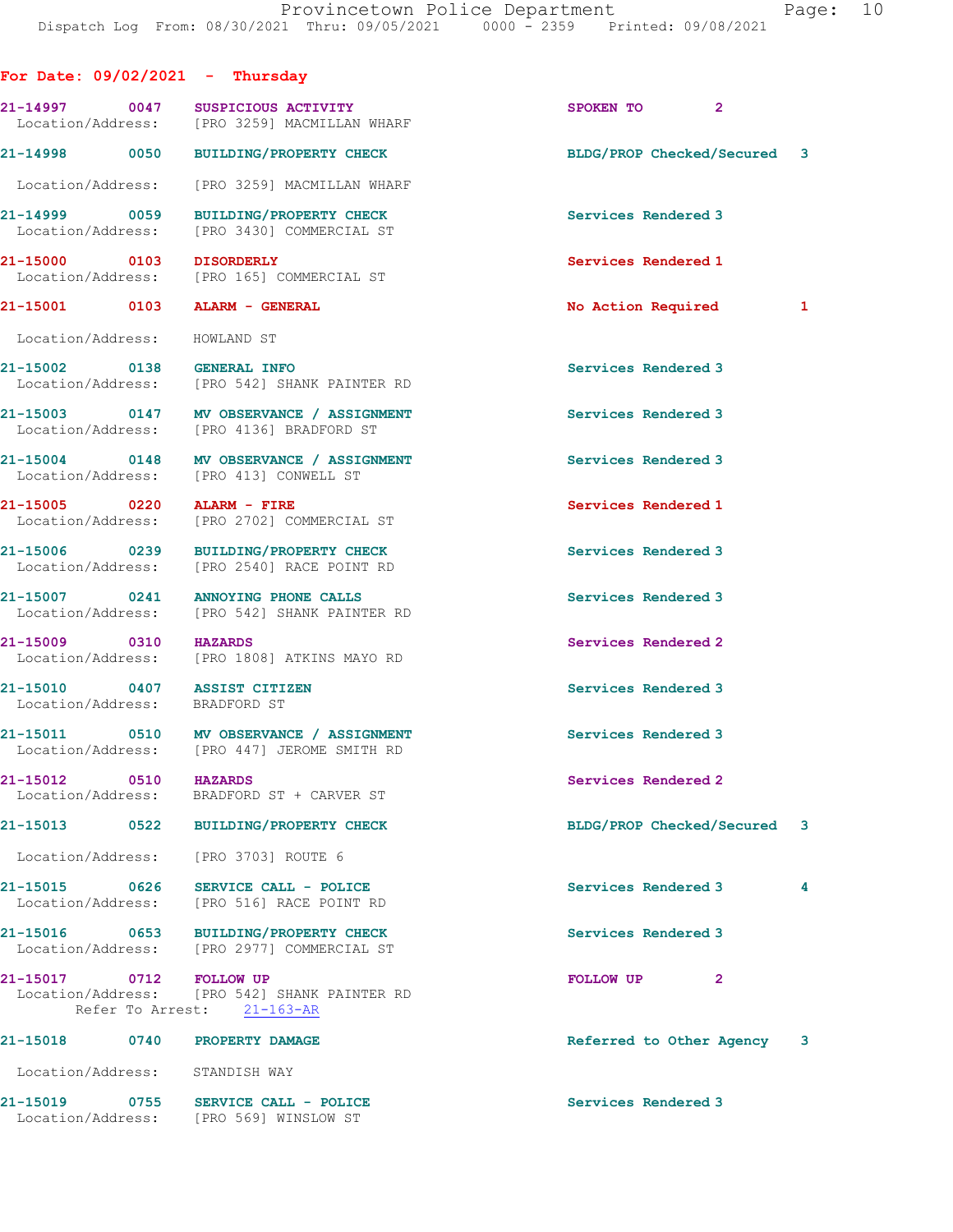## For Date: 09/02/2021 - Thursday

| Call # | Time | Call Reason | Action | Priority |
|---|---|---|---|---|
| 21-14997 | 0047 | SUSPICIOUS ACTIVITY | SPOKEN TO | 2 |
| | | Location/Address: [PRO 3259] MACMILLAN WHARF | | |
| 21-14998 | 0050 | BUILDING/PROPERTY CHECK | BLDG/PROP Checked/Secured | 3 |
| | | Location/Address: [PRO 3259] MACMILLAN WHARF | | |
| 21-14999 | 0059 | BUILDING/PROPERTY CHECK | Services Rendered | 3 |
| | | Location/Address: [PRO 3430] COMMERCIAL ST | | |
| 21-15000 | 0103 | DISORDERLY | Services Rendered | 1 |
| | | Location/Address: [PRO 165] COMMERCIAL ST | | |
| 21-15001 | 0103 | ALARM - GENERAL | No Action Required | 1 |
| | | Location/Address: HOWLAND ST | | |
| 21-15002 | 0138 | GENERAL INFO | Services Rendered | 3 |
| | | Location/Address: [PRO 542] SHANK PAINTER RD | | |
| 21-15003 | 0147 | MV OBSERVANCE / ASSIGNMENT | Services Rendered | 3 |
| | | Location/Address: [PRO 4136] BRADFORD ST | | |
| 21-15004 | 0148 | MV OBSERVANCE / ASSIGNMENT | Services Rendered | 3 |
| | | Location/Address: [PRO 413] CONWELL ST | | |
| 21-15005 | 0220 | ALARM - FIRE | Services Rendered | 1 |
| | | Location/Address: [PRO 2702] COMMERCIAL ST | | |
| 21-15006 | 0239 | BUILDING/PROPERTY CHECK | Services Rendered | 3 |
| | | Location/Address: [PRO 2540] RACE POINT RD | | |
| 21-15007 | 0241 | ANNOYING PHONE CALLS | Services Rendered | 3 |
| | | Location/Address: [PRO 542] SHANK PAINTER RD | | |
| 21-15009 | 0310 | HAZARDS | Services Rendered | 2 |
| | | Location/Address: [PRO 1808] ATKINS MAYO RD | | |
| 21-15010 | 0407 | ASSIST CITIZEN | Services Rendered | 3 |
| | | Location/Address: BRADFORD ST | | |
| 21-15011 | 0510 | MV OBSERVANCE / ASSIGNMENT | Services Rendered | 3 |
| | | Location/Address: [PRO 447] JEROME SMITH RD | | |
| 21-15012 | 0510 | HAZARDS | Services Rendered | 2 |
| | | Location/Address: BRADFORD ST + CARVER ST | | |
| 21-15013 | 0522 | BUILDING/PROPERTY CHECK | BLDG/PROP Checked/Secured | 3 |
| | | Location/Address: [PRO 3703] ROUTE 6 | | |
| 21-15015 | 0626 | SERVICE CALL - POLICE | Services Rendered 3 | 4 |
| | | Location/Address: [PRO 516] RACE POINT RD | | |
| 21-15016 | 0653 | BUILDING/PROPERTY CHECK | Services Rendered | 3 |
| | | Location/Address: [PRO 2977] COMMERCIAL ST | | |
| 21-15017 | 0712 | FOLLOW UP | FOLLOW UP | 2 |
| | | Location/Address: [PRO 542] SHANK PAINTER RD; Refer To Arrest: 21-163-AR | | |
| 21-15018 | 0740 | PROPERTY DAMAGE | Referred to Other Agency | 3 |
| | | Location/Address: STANDISH WAY | | |
| 21-15019 | 0755 | SERVICE CALL - POLICE | Services Rendered | 3 |
| | | Location/Address: [PRO 569] WINSLOW ST | | |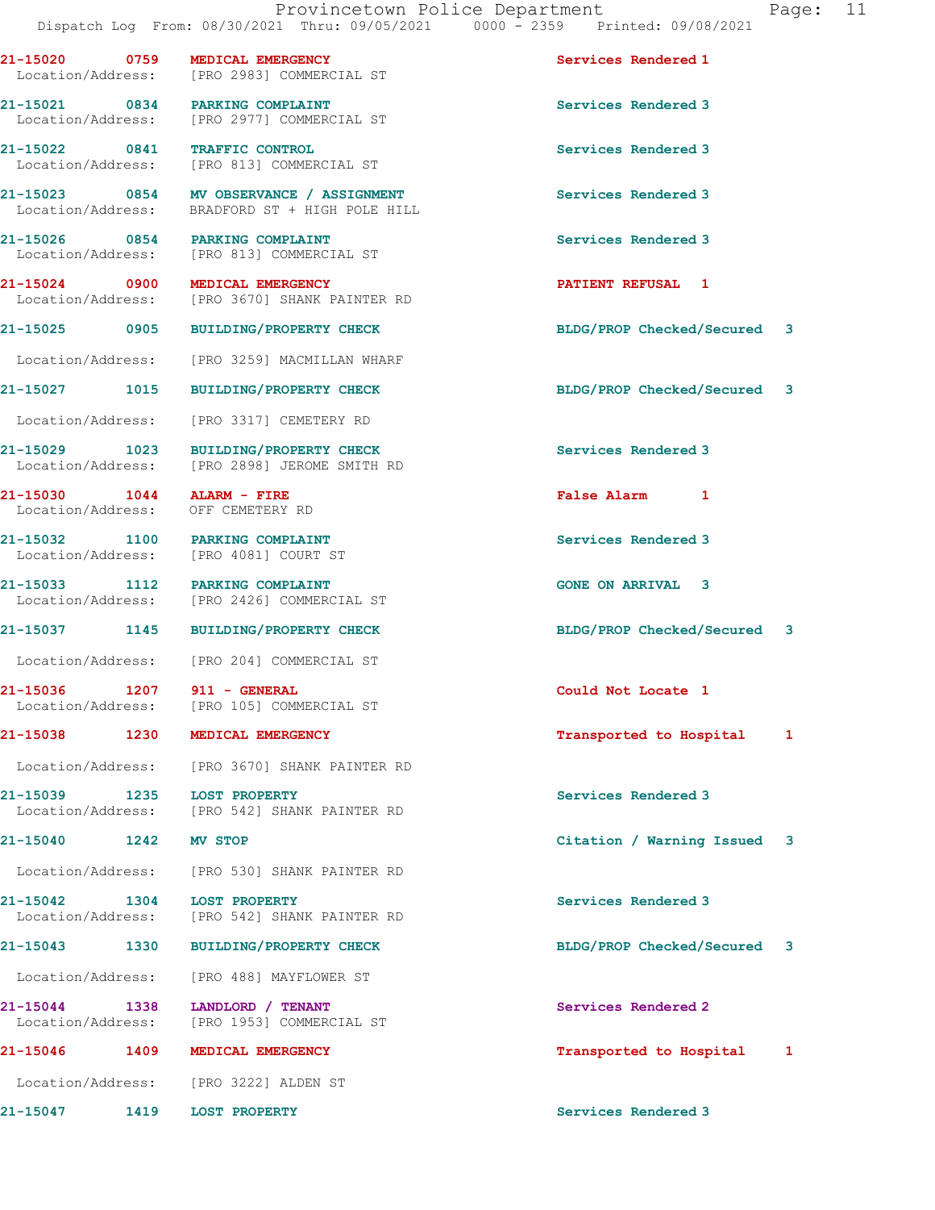21-15020 0759 MEDICAL EMERGENCY Services Rendered 1
Location/Address: [PRO 2983] COMMERCIAL ST

21-15021 0834 PARKING COMPLAINT Services Rendered 3
Location/Address: [PRO 2977] COMMERCIAL ST

21-15022 0841 TRAFFIC CONTROL Services Rendered 3
Location/Address: [PRO 813] COMMERCIAL ST

21-15023 0854 MV OBSERVANCE / ASSIGNMENT Services Rendered 3
Location/Address: BRADFORD ST + HIGH POLE HILL

21-15026 0854 PARKING COMPLAINT Services Rendered 3
Location/Address: [PRO 813] COMMERCIAL ST

21-15024 0900 MEDICAL EMERGENCY PATIENT REFUSAL 1
Location/Address: [PRO 3670] SHANK PAINTER RD

21-15025 0905 BUILDING/PROPERTY CHECK BLDG/PROP Checked/Secured 3
Location/Address: [PRO 3259] MACMILLAN WHARF

21-15027 1015 BUILDING/PROPERTY CHECK BLDG/PROP Checked/Secured 3
Location/Address: [PRO 3317] CEMETERY RD

21-15029 1023 BUILDING/PROPERTY CHECK Services Rendered 3
Location/Address: [PRO 2898] JEROME SMITH RD

21-15030 1044 ALARM - FIRE False Alarm 1
Location/Address: OFF CEMETERY RD

21-15032 1100 PARKING COMPLAINT Services Rendered 3
Location/Address: [PRO 4081] COURT ST

21-15033 1112 PARKING COMPLAINT GONE ON ARRIVAL 3
Location/Address: [PRO 2426] COMMERCIAL ST

21-15037 1145 BUILDING/PROPERTY CHECK BLDG/PROP Checked/Secured 3
Location/Address: [PRO 204] COMMERCIAL ST

21-15036 1207 911 - GENERAL Could Not Locate 1
Location/Address: [PRO 105] COMMERCIAL ST

21-15038 1230 MEDICAL EMERGENCY Transported to Hospital 1
Location/Address: [PRO 3670] SHANK PAINTER RD

21-15039 1235 LOST PROPERTY Services Rendered 3
Location/Address: [PRO 542] SHANK PAINTER RD

21-15040 1242 MV STOP Citation / Warning Issued 3
Location/Address: [PRO 530] SHANK PAINTER RD

21-15042 1304 LOST PROPERTY Services Rendered 3
Location/Address: [PRO 542] SHANK PAINTER RD

21-15043 1330 BUILDING/PROPERTY CHECK BLDG/PROP Checked/Secured 3
Location/Address: [PRO 488] MAYFLOWER ST

21-15044 1338 LANDLORD / TENANT Services Rendered 2
Location/Address: [PRO 1953] COMMERCIAL ST

21-15046 1409 MEDICAL EMERGENCY Transported to Hospital 1
Location/Address: [PRO 3222] ALDEN ST

21-15047 1419 LOST PROPERTY Services Rendered 3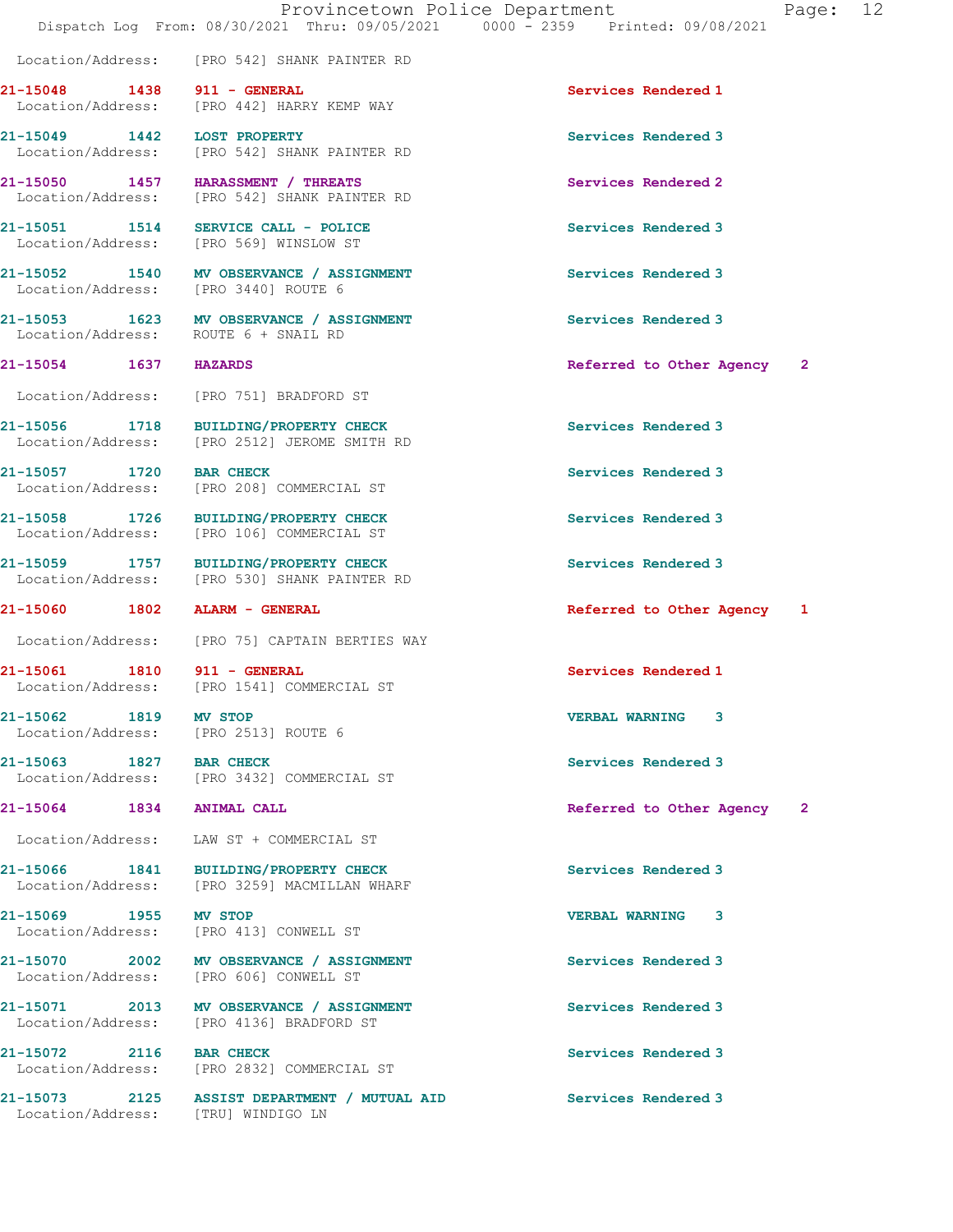Location/Address: [PRO 542] SHANK PAINTER RD

| Call Number | Time | Call Reason | Action | Priority |
|---|---|---|---|---|
| 21-15048 | 1438 | 911 - GENERAL | Services Rendered | 1 |
| | | Location/Address: [PRO 442] HARRY KEMP WAY | | |
| 21-15049 | 1442 | LOST PROPERTY | Services Rendered | 3 |
| | | Location/Address: [PRO 542] SHANK PAINTER RD | | |
| 21-15050 | 1457 | HARASSMENT / THREATS | Services Rendered | 2 |
| | | Location/Address: [PRO 542] SHANK PAINTER RD | | |
| 21-15051 | 1514 | SERVICE CALL - POLICE | Services Rendered | 3 |
| | | Location/Address: [PRO 569] WINSLOW ST | | |
| 21-15052 | 1540 | MV OBSERVANCE / ASSIGNMENT | Services Rendered | 3 |
| | | Location/Address: [PRO 3440] ROUTE 6 | | |
| 21-15053 | 1623 | MV OBSERVANCE / ASSIGNMENT | Services Rendered | 3 |
| | | Location/Address: ROUTE 6 + SNAIL RD | | |
| 21-15054 | 1637 | HAZARDS | Referred to Other Agency | 2 |
| | | Location/Address: [PRO 751] BRADFORD ST | | |
| 21-15056 | 1718 | BUILDING/PROPERTY CHECK | Services Rendered | 3 |
| | | Location/Address: [PRO 2512] JEROME SMITH RD | | |
| 21-15057 | 1720 | BAR CHECK | Services Rendered | 3 |
| | | Location/Address: [PRO 208] COMMERCIAL ST | | |
| 21-15058 | 1726 | BUILDING/PROPERTY CHECK | Services Rendered | 3 |
| | | Location/Address: [PRO 106] COMMERCIAL ST | | |
| 21-15059 | 1757 | BUILDING/PROPERTY CHECK | Services Rendered | 3 |
| | | Location/Address: [PRO 530] SHANK PAINTER RD | | |
| 21-15060 | 1802 | ALARM - GENERAL | Referred to Other Agency | 1 |
| | | Location/Address: [PRO 75] CAPTAIN BERTIES WAY | | |
| 21-15061 | 1810 | 911 - GENERAL | Services Rendered | 1 |
| | | Location/Address: [PRO 1541] COMMERCIAL ST | | |
| 21-15062 | 1819 | MV STOP | VERBAL WARNING | 3 |
| | | Location/Address: [PRO 2513] ROUTE 6 | | |
| 21-15063 | 1827 | BAR CHECK | Services Rendered | 3 |
| | | Location/Address: [PRO 3432] COMMERCIAL ST | | |
| 21-15064 | 1834 | ANIMAL CALL | Referred to Other Agency | 2 |
| | | Location/Address: LAW ST + COMMERCIAL ST | | |
| 21-15066 | 1841 | BUILDING/PROPERTY CHECK | Services Rendered | 3 |
| | | Location/Address: [PRO 3259] MACMILLAN WHARF | | |
| 21-15069 | 1955 | MV STOP | VERBAL WARNING | 3 |
| | | Location/Address: [PRO 413] CONWELL ST | | |
| 21-15070 | 2002 | MV OBSERVANCE / ASSIGNMENT | Services Rendered | 3 |
| | | Location/Address: [PRO 606] CONWELL ST | | |
| 21-15071 | 2013 | MV OBSERVANCE / ASSIGNMENT | Services Rendered | 3 |
| | | Location/Address: [PRO 4136] BRADFORD ST | | |
| 21-15072 | 2116 | BAR CHECK | Services Rendered | 3 |
| | | Location/Address: [PRO 2832] COMMERCIAL ST | | |
| 21-15073 | 2125 | ASSIST DEPARTMENT / MUTUAL AID | Services Rendered | 3 |
| | | Location/Address: [TRU] WINDIGO LN | | |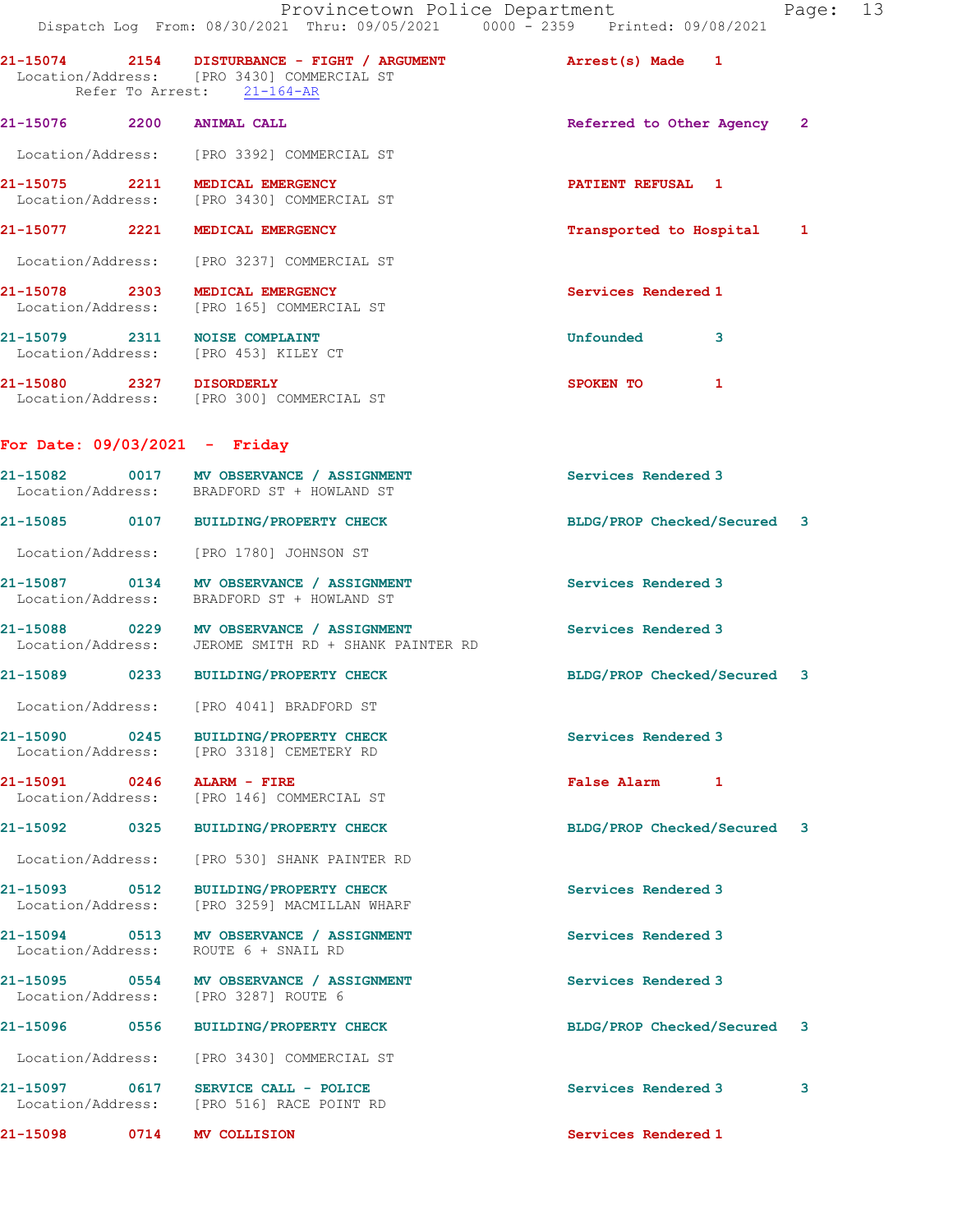21-15074 2154 DISTURBANCE - FIGHT / ARGUMENT Arrest(s) Made 1
Location/Address: [PRO 3430] COMMERCIAL ST
Refer To Arrest: 21-164-AR

21-15076 2200 ANIMAL CALL Referred to Other Agency 2

Location/Address: [PRO 3392] COMMERCIAL ST

21-15075 2211 MEDICAL EMERGENCY PATIENT REFUSAL 1
Location/Address: [PRO 3430] COMMERCIAL ST

21-15077 2221 MEDICAL EMERGENCY Transported to Hospital 1

Location/Address: [PRO 3237] COMMERCIAL ST

21-15078 2303 MEDICAL EMERGENCY Services Rendered 1
Location/Address: [PRO 165] COMMERCIAL ST

21-15079 2311 NOISE COMPLAINT Unfounded 3
Location/Address: [PRO 453] KILEY CT

21-15080 2327 DISORDERLY SPOKEN TO 1
Location/Address: [PRO 300] COMMERCIAL ST

## For Date: 09/03/2021 - Friday

21-15082 0017 MV OBSERVANCE / ASSIGNMENT Services Rendered 3
Location/Address: BRADFORD ST + HOWLAND ST

21-15085 0107 BUILDING/PROPERTY CHECK BLDG/PROP Checked/Secured 3

Location/Address: [PRO 1780] JOHNSON ST

21-15087 0134 MV OBSERVANCE / ASSIGNMENT Services Rendered 3
Location/Address: BRADFORD ST + HOWLAND ST

21-15088 0229 MV OBSERVANCE / ASSIGNMENT Services Rendered 3
Location/Address: JEROME SMITH RD + SHANK PAINTER RD

21-15089 0233 BUILDING/PROPERTY CHECK BLDG/PROP Checked/Secured 3

Location/Address: [PRO 4041] BRADFORD ST

21-15090 0245 BUILDING/PROPERTY CHECK Services Rendered 3
Location/Address: [PRO 3318] CEMETERY RD

21-15091 0246 ALARM - FIRE False Alarm 1
Location/Address: [PRO 146] COMMERCIAL ST

21-15092 0325 BUILDING/PROPERTY CHECK BLDG/PROP Checked/Secured 3

Location/Address: [PRO 530] SHANK PAINTER RD

21-15093 0512 BUILDING/PROPERTY CHECK Services Rendered 3
Location/Address: [PRO 3259] MACMILLAN WHARF

21-15094 0513 MV OBSERVANCE / ASSIGNMENT Services Rendered 3
Location/Address: ROUTE 6 + SNAIL RD

21-15095 0554 MV OBSERVANCE / ASSIGNMENT Services Rendered 3
Location/Address: [PRO 3287] ROUTE 6

21-15096 0556 BUILDING/PROPERTY CHECK BLDG/PROP Checked/Secured 3

Location/Address: [PRO 3430] COMMERCIAL ST

21-15097 0617 SERVICE CALL - POLICE Services Rendered 3 3
Location/Address: [PRO 516] RACE POINT RD

21-15098 0714 MV COLLISION Services Rendered 1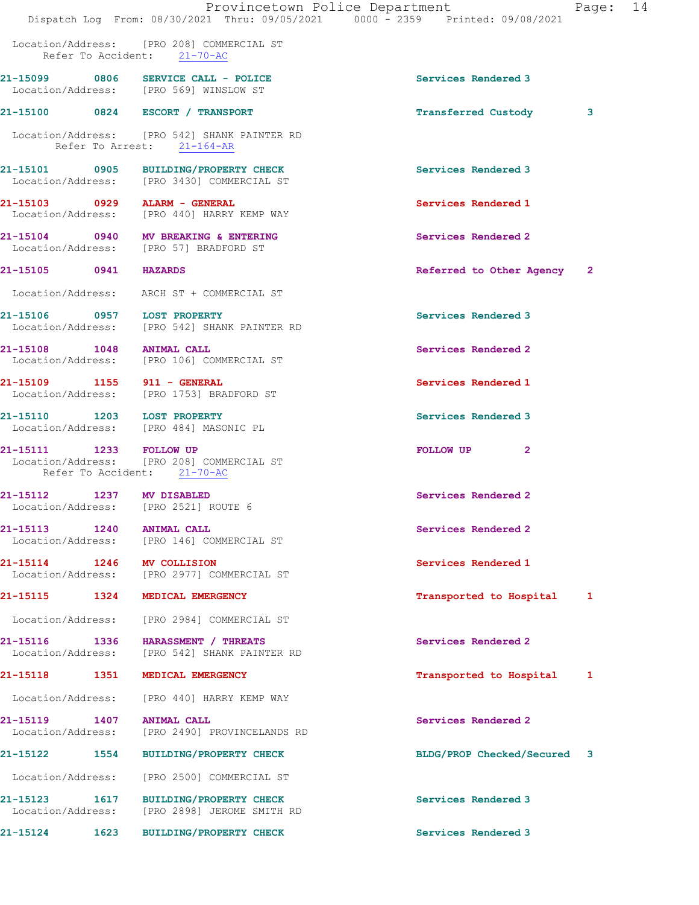Location/Address: [PRO 208] COMMERCIAL ST
Refer To Accident: 21-70-AC

21-15099 0806 SERVICE CALL - POLICE Services Rendered 3
Location/Address: [PRO 569] WINSLOW ST

21-15100 0824 ESCORT / TRANSPORT Transferred Custody 3
Location/Address: [PRO 542] SHANK PAINTER RD
Refer To Arrest: 21-164-AR

21-15101 0905 BUILDING/PROPERTY CHECK Services Rendered 3
Location/Address: [PRO 3430] COMMERCIAL ST

21-15103 0929 ALARM - GENERAL Services Rendered 1
Location/Address: [PRO 440] HARRY KEMP WAY

21-15104 0940 MV BREAKING & ENTERING Services Rendered 2
Location/Address: [PRO 57] BRADFORD ST

21-15105 0941 HAZARDS Referred to Other Agency 2
Location/Address: ARCH ST + COMMERCIAL ST

21-15106 0957 LOST PROPERTY Services Rendered 3
Location/Address: [PRO 542] SHANK PAINTER RD

21-15108 1048 ANIMAL CALL Services Rendered 2
Location/Address: [PRO 106] COMMERCIAL ST

21-15109 1155 911 - GENERAL Services Rendered 1
Location/Address: [PRO 1753] BRADFORD ST

21-15110 1203 LOST PROPERTY Services Rendered 3
Location/Address: [PRO 484] MASONIC PL

21-15111 1233 FOLLOW UP FOLLOW UP 2
Location/Address: [PRO 208] COMMERCIAL ST
Refer To Accident: 21-70-AC

21-15112 1237 MV DISABLED Services Rendered 2
Location/Address: [PRO 2521] ROUTE 6

21-15113 1240 ANIMAL CALL Services Rendered 2
Location/Address: [PRO 146] COMMERCIAL ST

21-15114 1246 MV COLLISION Services Rendered 1
Location/Address: [PRO 2977] COMMERCIAL ST

21-15115 1324 MEDICAL EMERGENCY Transported to Hospital 1
Location/Address: [PRO 2984] COMMERCIAL ST

21-15116 1336 HARASSMENT / THREATS Services Rendered 2
Location/Address: [PRO 542] SHANK PAINTER RD

21-15118 1351 MEDICAL EMERGENCY Transported to Hospital 1
Location/Address: [PRO 440] HARRY KEMP WAY

21-15119 1407 ANIMAL CALL Services Rendered 2
Location/Address: [PRO 2490] PROVINCELANDS RD

21-15122 1554 BUILDING/PROPERTY CHECK BLDG/PROP Checked/Secured 3
Location/Address: [PRO 2500] COMMERCIAL ST

21-15123 1617 BUILDING/PROPERTY CHECK Services Rendered 3
Location/Address: [PRO 2898] JEROME SMITH RD

21-15124 1623 BUILDING/PROPERTY CHECK Services Rendered 3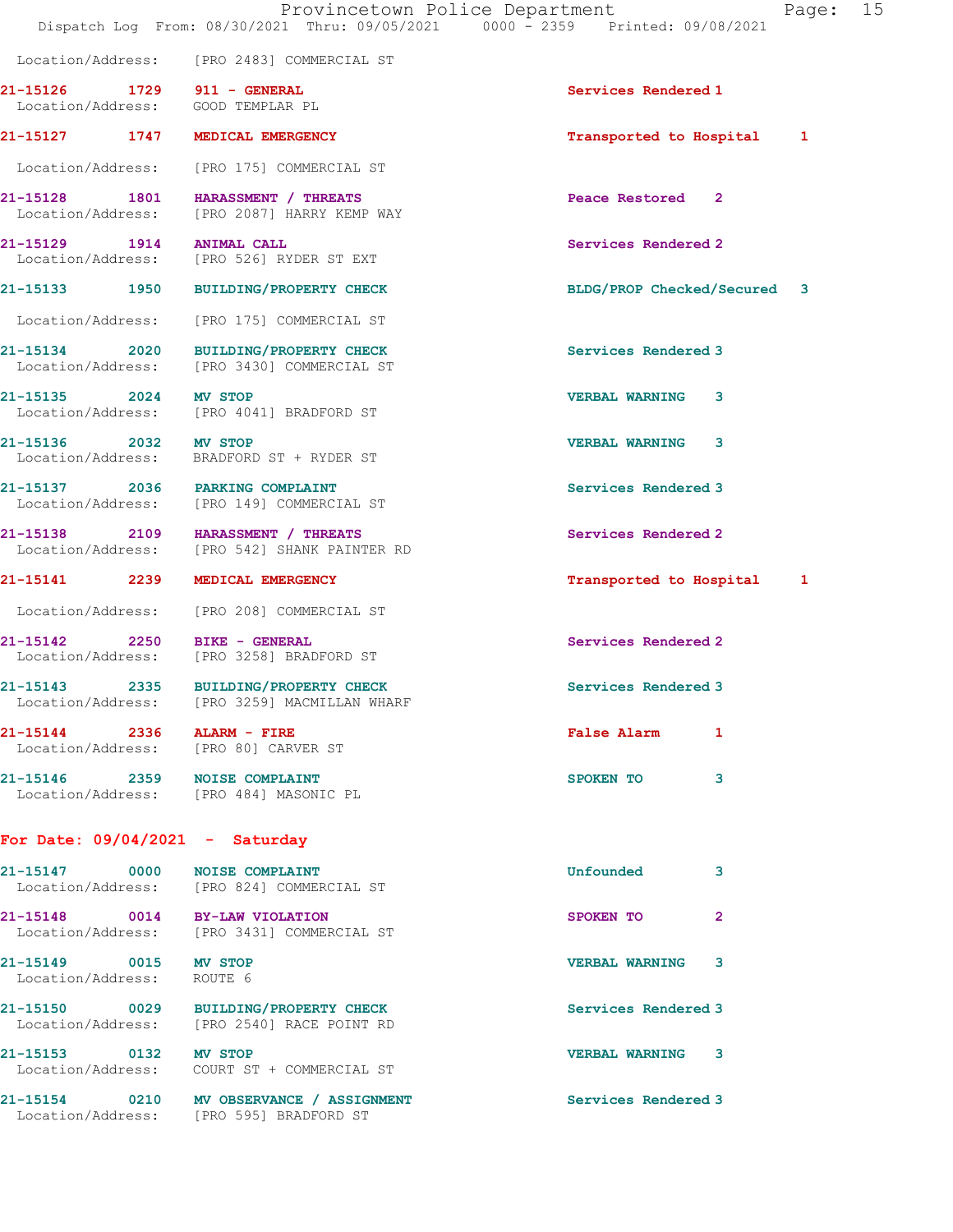Location/Address: [PRO 2483] COMMERCIAL ST

| Call # | Time | Call Reason | Action | Priority |
|---|---|---|---|---|
| 21-15126 | 1729 | 911 - GENERAL | Services Rendered | 1 |
| Location/Address: | | GOOD TEMPLAR PL | | |
| 21-15127 | 1747 | MEDICAL EMERGENCY | Transported to Hospital | 1 |
| Location/Address: | | [PRO 175] COMMERCIAL ST | | |
| 21-15128 | 1801 | HARASSMENT / THREATS | Peace Restored | 2 |
| Location/Address: | | [PRO 2087] HARRY KEMP WAY | | |
| 21-15129 | 1914 | ANIMAL CALL | Services Rendered | 2 |
| Location/Address: | | [PRO 526] RYDER ST EXT | | |
| 21-15133 | 1950 | BUILDING/PROPERTY CHECK | BLDG/PROP Checked/Secured | 3 |
| Location/Address: | | [PRO 175] COMMERCIAL ST | | |
| 21-15134 | 2020 | BUILDING/PROPERTY CHECK | Services Rendered | 3 |
| Location/Address: | | [PRO 3430] COMMERCIAL ST | | |
| 21-15135 | 2024 | MV STOP | VERBAL WARNING | 3 |
| Location/Address: | | [PRO 4041] BRADFORD ST | | |
| 21-15136 | 2032 | MV STOP | VERBAL WARNING | 3 |
| Location/Address: | | BRADFORD ST + RYDER ST | | |
| 21-15137 | 2036 | PARKING COMPLAINT | Services Rendered | 3 |
| Location/Address: | | [PRO 149] COMMERCIAL ST | | |
| 21-15138 | 2109 | HARASSMENT / THREATS | Services Rendered | 2 |
| Location/Address: | | [PRO 542] SHANK PAINTER RD | | |
| 21-15141 | 2239 | MEDICAL EMERGENCY | Transported to Hospital | 1 |
| Location/Address: | | [PRO 208] COMMERCIAL ST | | |
| 21-15142 | 2250 | BIKE - GENERAL | Services Rendered | 2 |
| Location/Address: | | [PRO 3258] BRADFORD ST | | |
| 21-15143 | 2335 | BUILDING/PROPERTY CHECK | Services Rendered | 3 |
| Location/Address: | | [PRO 3259] MACMILLAN WHARF | | |
| 21-15144 | 2336 | ALARM - FIRE | False Alarm | 1 |
| Location/Address: | | [PRO 80] CARVER ST | | |
| 21-15146 | 2359 | NOISE COMPLAINT | SPOKEN TO | 3 |
| Location/Address: | | [PRO 484] MASONIC PL | | |

## For Date: 09/04/2021 - Saturday

| Call # | Time | Call Reason | Action | Priority |
|---|---|---|---|---|
| 21-15147 | 0000 | NOISE COMPLAINT | Unfounded | 3 |
| Location/Address: | | [PRO 824] COMMERCIAL ST | | |
| 21-15148 | 0014 | BY-LAW VIOLATION | SPOKEN TO | 2 |
| Location/Address: | | [PRO 3431] COMMERCIAL ST | | |
| 21-15149 | 0015 | MV STOP | VERBAL WARNING | 3 |
| Location/Address: | | ROUTE 6 | | |
| 21-15150 | 0029 | BUILDING/PROPERTY CHECK | Services Rendered | 3 |
| Location/Address: | | [PRO 2540] RACE POINT RD | | |
| 21-15153 | 0132 | MV STOP | VERBAL WARNING | 3 |
| Location/Address: | | COURT ST + COMMERCIAL ST | | |
| 21-15154 | 0210 | MV OBSERVANCE / ASSIGNMENT | Services Rendered | 3 |
| Location/Address: | | [PRO 595] BRADFORD ST | | |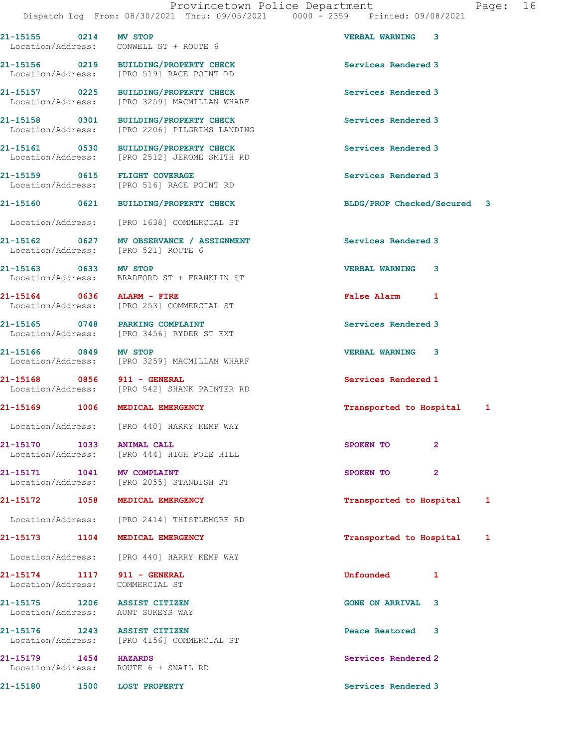21-15155 0214 MV STOP VERBAL WARNING 3
Location/Address: CONWELL ST + ROUTE 6

21-15156 0219 BUILDING/PROPERTY CHECK Services Rendered 3
Location/Address: [PRO 519] RACE POINT RD

21-15157 0225 BUILDING/PROPERTY CHECK Services Rendered 3
Location/Address: [PRO 3259] MACMILLAN WHARF

21-15158 0301 BUILDING/PROPERTY CHECK Services Rendered 3
Location/Address: [PRO 2206] PILGRIMS LANDING

21-15161 0530 BUILDING/PROPERTY CHECK Services Rendered 3
Location/Address: [PRO 2512] JEROME SMITH RD

21-15159 0615 FLIGHT COVERAGE Services Rendered 3
Location/Address: [PRO 516] RACE POINT RD

21-15160 0621 BUILDING/PROPERTY CHECK BLDG/PROP Checked/Secured 3
Location/Address: [PRO 1638] COMMERCIAL ST

21-15162 0627 MV OBSERVANCE / ASSIGNMENT Services Rendered 3
Location/Address: [PRO 521] ROUTE 6

21-15163 0633 MV STOP VERBAL WARNING 3
Location/Address: BRADFORD ST + FRANKLIN ST

21-15164 0636 ALARM - FIRE False Alarm 1
Location/Address: [PRO 253] COMMERCIAL ST

21-15165 0748 PARKING COMPLAINT Services Rendered 3
Location/Address: [PRO 3456] RYDER ST EXT

21-15166 0849 MV STOP VERBAL WARNING 3
Location/Address: [PRO 3259] MACMILLAN WHARF

21-15168 0856 911 - GENERAL Services Rendered 1
Location/Address: [PRO 542] SHANK PAINTER RD

21-15169 1006 MEDICAL EMERGENCY Transported to Hospital 1
Location/Address: [PRO 440] HARRY KEMP WAY

21-15170 1033 ANIMAL CALL SPOKEN TO 2
Location/Address: [PRO 444] HIGH POLE HILL

21-15171 1041 MV COMPLAINT SPOKEN TO 2
Location/Address: [PRO 2055] STANDISH ST

21-15172 1058 MEDICAL EMERGENCY Transported to Hospital 1
Location/Address: [PRO 2414] THISTLEMORE RD

21-15173 1104 MEDICAL EMERGENCY Transported to Hospital 1
Location/Address: [PRO 440] HARRY KEMP WAY

21-15174 1117 911 - GENERAL Unfounded 1
Location/Address: COMMERCIAL ST

21-15175 1206 ASSIST CITIZEN GONE ON ARRIVAL 3
Location/Address: AUNT SUKEYS WAY

21-15176 1243 ASSIST CITIZEN Peace Restored 3
Location/Address: [PRO 4156] COMMERCIAL ST

21-15179 1454 HAZARDS Services Rendered 2
Location/Address: ROUTE 6 + SNAIL RD

21-15180 1500 LOST PROPERTY Services Rendered 3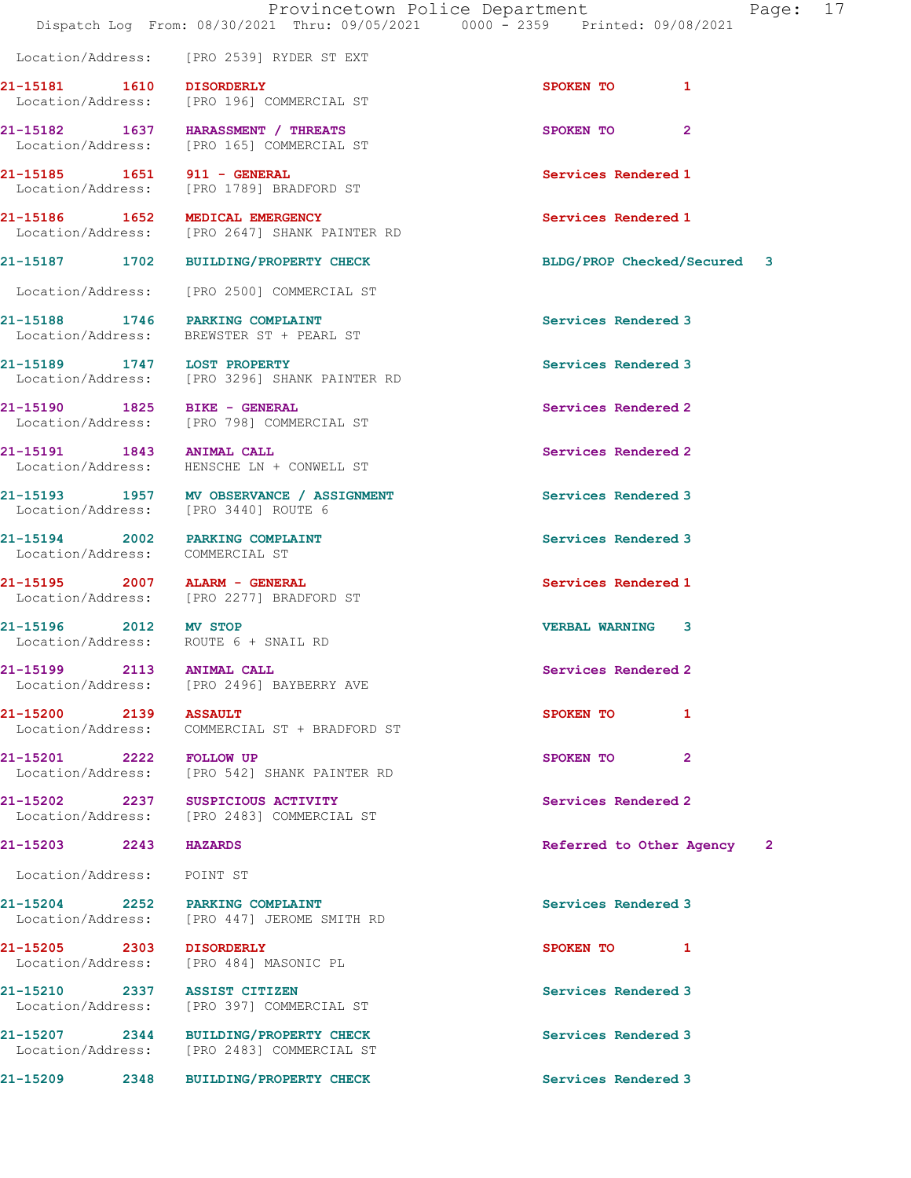Location/Address: [PRO 2539] RYDER ST EXT

| Call No. | Time | Call Reason | Action | Priority |
|---|---|---|---|---|
| 21-15181 | 1610 | DISORDERLY | SPOKEN TO | 1 |
| | | Location/Address: [PRO 196] COMMERCIAL ST | | |
| 21-15182 | 1637 | HARASSMENT / THREATS | SPOKEN TO | 2 |
| | | Location/Address: [PRO 165] COMMERCIAL ST | | |
| 21-15185 | 1651 | 911 - GENERAL | Services Rendered | 1 |
| | | Location/Address: [PRO 1789] BRADFORD ST | | |
| 21-15186 | 1652 | MEDICAL EMERGENCY | Services Rendered | 1 |
| | | Location/Address: [PRO 2647] SHANK PAINTER RD | | |
| 21-15187 | 1702 | BUILDING/PROPERTY CHECK | BLDG/PROP Checked/Secured | 3 |
| | | Location/Address: [PRO 2500] COMMERCIAL ST | | |
| 21-15188 | 1746 | PARKING COMPLAINT | Services Rendered | 3 |
| | | Location/Address: BREWSTER ST + PEARL ST | | |
| 21-15189 | 1747 | LOST PROPERTY | Services Rendered | 3 |
| | | Location/Address: [PRO 3296] SHANK PAINTER RD | | |
| 21-15190 | 1825 | BIKE - GENERAL | Services Rendered | 2 |
| | | Location/Address: [PRO 798] COMMERCIAL ST | | |
| 21-15191 | 1843 | ANIMAL CALL | Services Rendered | 2 |
| | | Location/Address: HENSCHE LN + CONWELL ST | | |
| 21-15193 | 1957 | MV OBSERVANCE / ASSIGNMENT | Services Rendered | 3 |
| | | Location/Address: [PRO 3440] ROUTE 6 | | |
| 21-15194 | 2002 | PARKING COMPLAINT | Services Rendered | 3 |
| | | Location/Address: COMMERCIAL ST | | |
| 21-15195 | 2007 | ALARM - GENERAL | Services Rendered | 1 |
| | | Location/Address: [PRO 2277] BRADFORD ST | | |
| 21-15196 | 2012 | MV STOP | VERBAL WARNING | 3 |
| | | Location/Address: ROUTE 6 + SNAIL RD | | |
| 21-15199 | 2113 | ANIMAL CALL | Services Rendered | 2 |
| | | Location/Address: [PRO 2496] BAYBERRY AVE | | |
| 21-15200 | 2139 | ASSAULT | SPOKEN TO | 1 |
| | | Location/Address: COMMERCIAL ST + BRADFORD ST | | |
| 21-15201 | 2222 | FOLLOW UP | SPOKEN TO | 2 |
| | | Location/Address: [PRO 542] SHANK PAINTER RD | | |
| 21-15202 | 2237 | SUSPICIOUS ACTIVITY | Services Rendered | 2 |
| | | Location/Address: [PRO 2483] COMMERCIAL ST | | |
| 21-15203 | 2243 | HAZARDS | Referred to Other Agency | 2 |
| | | Location/Address: POINT ST | | |
| 21-15204 | 2252 | PARKING COMPLAINT | Services Rendered | 3 |
| | | Location/Address: [PRO 447] JEROME SMITH RD | | |
| 21-15205 | 2303 | DISORDERLY | SPOKEN TO | 1 |
| | | Location/Address: [PRO 484] MASONIC PL | | |
| 21-15210 | 2337 | ASSIST CITIZEN | Services Rendered | 3 |
| | | Location/Address: [PRO 397] COMMERCIAL ST | | |
| 21-15207 | 2344 | BUILDING/PROPERTY CHECK | Services Rendered | 3 |
| | | Location/Address: [PRO 2483] COMMERCIAL ST | | |
| 21-15209 | 2348 | BUILDING/PROPERTY CHECK | Services Rendered | 3 |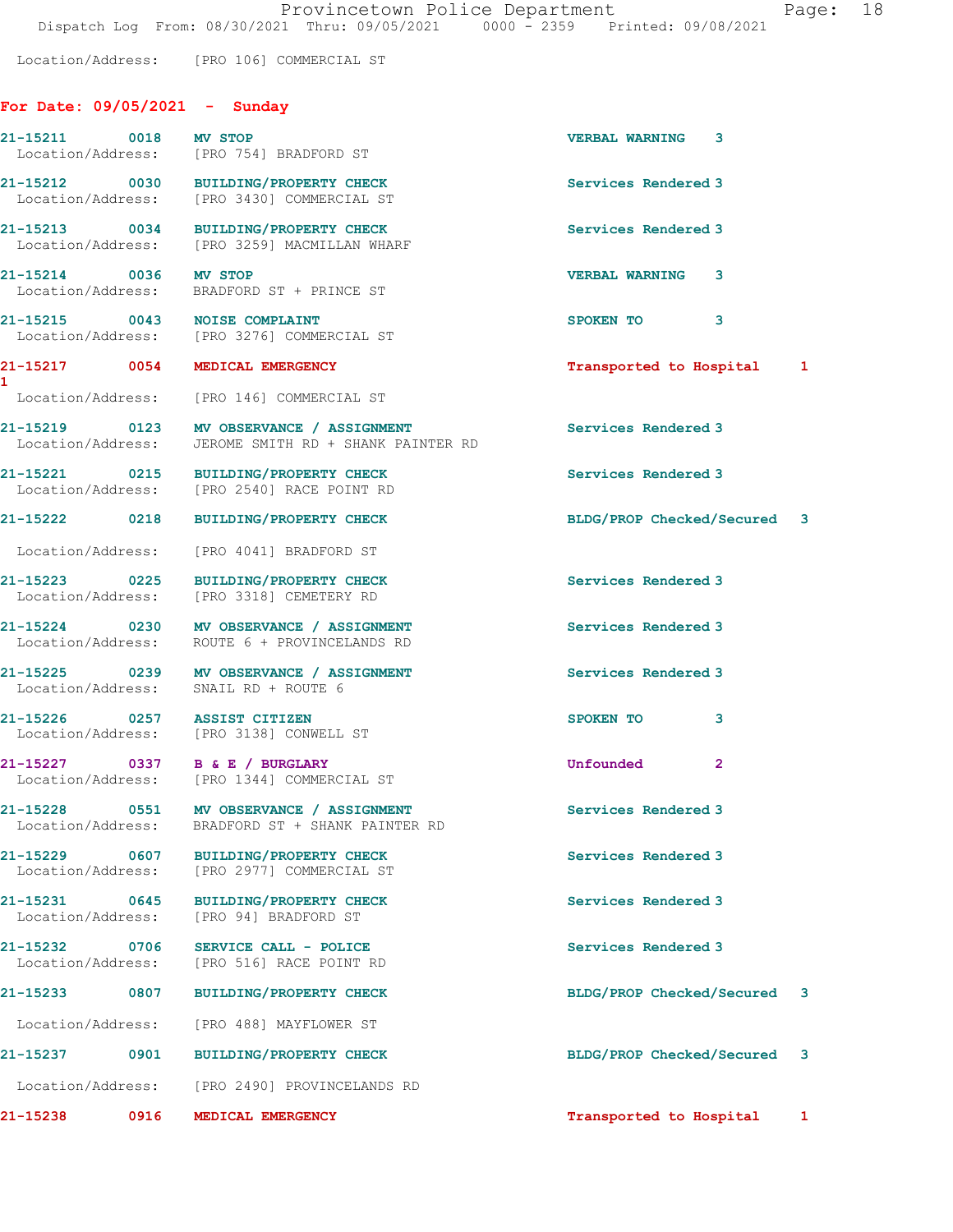Location/Address: [PRO 106] COMMERCIAL ST

## For Date: 09/05/2021 - Sunday

| Call # | Time | Call Reason | Action | Priority |
|---|---|---|---|---|
| 21-15211 | 0018 | MV STOP | VERBAL WARNING | 3 |
| | | Location/Address: [PRO 754] BRADFORD ST | | |
| 21-15212 | 0030 | BUILDING/PROPERTY CHECK | Services Rendered | 3 |
| | | Location/Address: [PRO 3430] COMMERCIAL ST | | |
| 21-15213 | 0034 | BUILDING/PROPERTY CHECK | Services Rendered | 3 |
| | | Location/Address: [PRO 3259] MACMILLAN WHARF | | |
| 21-15214 | 0036 | MV STOP | VERBAL WARNING | 3 |
| | | Location/Address: BRADFORD ST + PRINCE ST | | |
| 21-15215 | 0043 | NOISE COMPLAINT | SPOKEN TO | 3 |
| | | Location/Address: [PRO 3276] COMMERCIAL ST | | |
| 21-15217 | 0054 | MEDICAL EMERGENCY | Transported to Hospital | 1 |
| 1 | | Location/Address: [PRO 146] COMMERCIAL ST | | |
| 21-15219 | 0123 | MV OBSERVANCE / ASSIGNMENT | Services Rendered | 3 |
| | | Location/Address: JEROME SMITH RD + SHANK PAINTER RD | | |
| 21-15221 | 0215 | BUILDING/PROPERTY CHECK | Services Rendered | 3 |
| | | Location/Address: [PRO 2540] RACE POINT RD | | |
| 21-15222 | 0218 | BUILDING/PROPERTY CHECK | BLDG/PROP Checked/Secured | 3 |
| | | Location/Address: [PRO 4041] BRADFORD ST | | |
| 21-15223 | 0225 | BUILDING/PROPERTY CHECK | Services Rendered | 3 |
| | | Location/Address: [PRO 3318] CEMETERY RD | | |
| 21-15224 | 0230 | MV OBSERVANCE / ASSIGNMENT | Services Rendered | 3 |
| | | Location/Address: ROUTE 6 + PROVINCELANDS RD | | |
| 21-15225 | 0239 | MV OBSERVANCE / ASSIGNMENT | Services Rendered | 3 |
| | | Location/Address: SNAIL RD + ROUTE 6 | | |
| 21-15226 | 0257 | ASSIST CITIZEN | SPOKEN TO | 3 |
| | | Location/Address: [PRO 3138] CONWELL ST | | |
| 21-15227 | 0337 | B & E / BURGLARY | Unfounded | 2 |
| | | Location/Address: [PRO 1344] COMMERCIAL ST | | |
| 21-15228 | 0551 | MV OBSERVANCE / ASSIGNMENT | Services Rendered | 3 |
| | | Location/Address: BRADFORD ST + SHANK PAINTER RD | | |
| 21-15229 | 0607 | BUILDING/PROPERTY CHECK | Services Rendered | 3 |
| | | Location/Address: [PRO 2977] COMMERCIAL ST | | |
| 21-15231 | 0645 | BUILDING/PROPERTY CHECK | Services Rendered | 3 |
| | | Location/Address: [PRO 94] BRADFORD ST | | |
| 21-15232 | 0706 | SERVICE CALL - POLICE | Services Rendered | 3 |
| | | Location/Address: [PRO 516] RACE POINT RD | | |
| 21-15233 | 0807 | BUILDING/PROPERTY CHECK | BLDG/PROP Checked/Secured | 3 |
| | | Location/Address: [PRO 488] MAYFLOWER ST | | |
| 21-15237 | 0901 | BUILDING/PROPERTY CHECK | BLDG/PROP Checked/Secured | 3 |
| | | Location/Address: [PRO 2490] PROVINCELANDS RD | | |
| 21-15238 | 0916 | MEDICAL EMERGENCY | Transported to Hospital | 1 |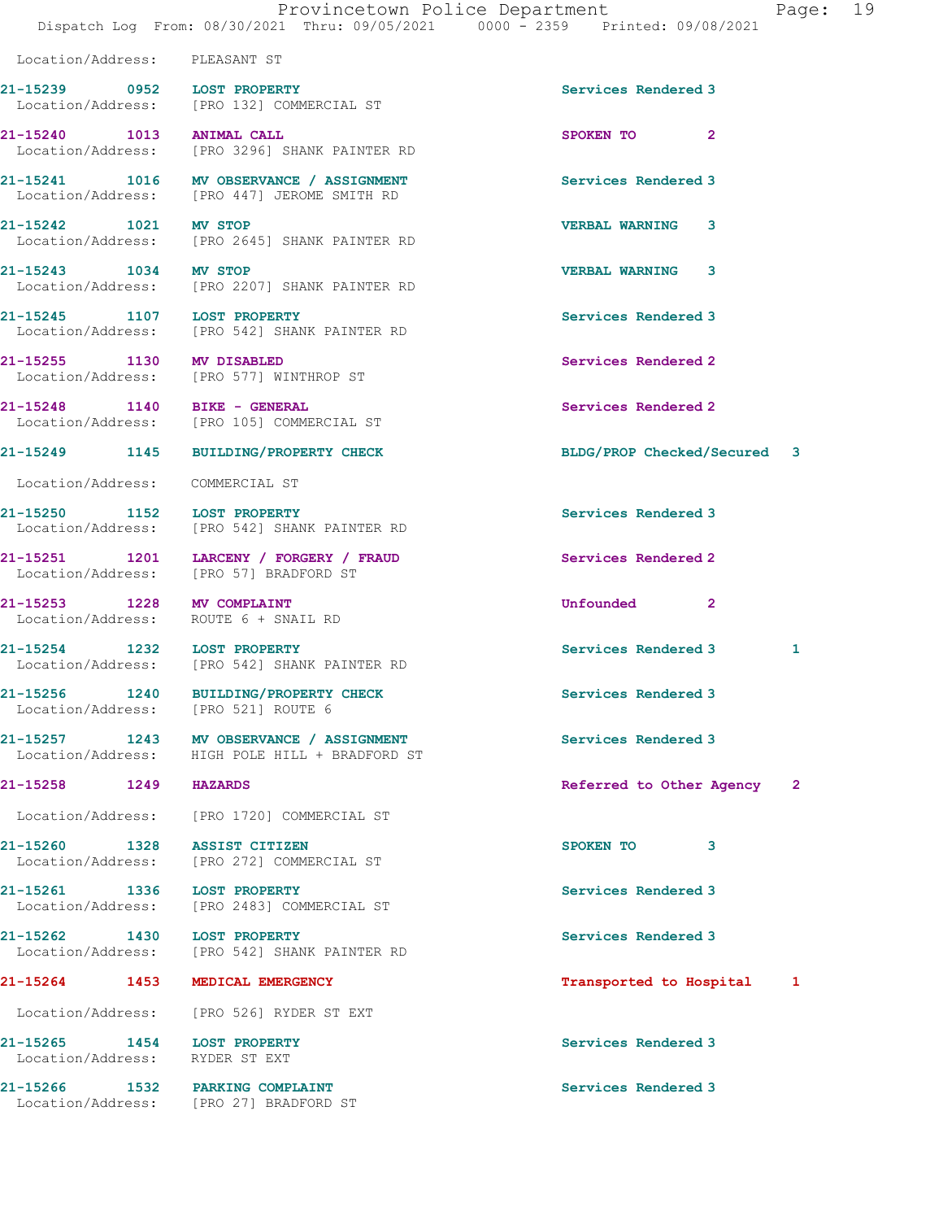Location/Address: PLEASANT ST

| Call # | Time | Call Reason | Action | Priority | |
|---|---|---|---|---|---|
| 21-15239 | 0952 | LOST PROPERTY | Services Rendered | 3 | |
| | | Location/Address: [PRO 132] COMMERCIAL ST | | | |
| 21-15240 | 1013 | ANIMAL CALL | SPOKEN TO | 2 | |
| | | Location/Address: [PRO 3296] SHANK PAINTER RD | | | |
| 21-15241 | 1016 | MV OBSERVANCE / ASSIGNMENT | Services Rendered | 3 | |
| | | Location/Address: [PRO 447] JEROME SMITH RD | | | |
| 21-15242 | 1021 | MV STOP | VERBAL WARNING | 3 | |
| | | Location/Address: [PRO 2645] SHANK PAINTER RD | | | |
| 21-15243 | 1034 | MV STOP | VERBAL WARNING | 3 | |
| | | Location/Address: [PRO 2207] SHANK PAINTER RD | | | |
| 21-15245 | 1107 | LOST PROPERTY | Services Rendered | 3 | |
| | | Location/Address: [PRO 542] SHANK PAINTER RD | | | |
| 21-15255 | 1130 | MV DISABLED | Services Rendered | 2 | |
| | | Location/Address: [PRO 577] WINTHROP ST | | | |
| 21-15248 | 1140 | BIKE - GENERAL | Services Rendered | 2 | |
| | | Location/Address: [PRO 105] COMMERCIAL ST | | | |
| 21-15249 | 1145 | BUILDING/PROPERTY CHECK | BLDG/PROP Checked/Secured | 3 | |
| | | Location/Address: COMMERCIAL ST | | | |
| 21-15250 | 1152 | LOST PROPERTY | Services Rendered | 3 | |
| | | Location/Address: [PRO 542] SHANK PAINTER RD | | | |
| 21-15251 | 1201 | LARCENY / FORGERY / FRAUD | Services Rendered | 2 | |
| | | Location/Address: [PRO 57] BRADFORD ST | | | |
| 21-15253 | 1228 | MV COMPLAINT | Unfounded | 2 | |
| | | Location/Address: ROUTE 6 + SNAIL RD | | | |
| 21-15254 | 1232 | LOST PROPERTY | Services Rendered | 3 | 1 |
| | | Location/Address: [PRO 542] SHANK PAINTER RD | | | |
| 21-15256 | 1240 | BUILDING/PROPERTY CHECK | Services Rendered | 3 | |
| | | Location/Address: [PRO 521] ROUTE 6 | | | |
| 21-15257 | 1243 | MV OBSERVANCE / ASSIGNMENT | Services Rendered | 3 | |
| | | Location/Address: HIGH POLE HILL + BRADFORD ST | | | |
| 21-15258 | 1249 | HAZARDS | Referred to Other Agency | 2 | |
| | | Location/Address: [PRO 1720] COMMERCIAL ST | | | |
| 21-15260 | 1328 | ASSIST CITIZEN | SPOKEN TO | 3 | |
| | | Location/Address: [PRO 272] COMMERCIAL ST | | | |
| 21-15261 | 1336 | LOST PROPERTY | Services Rendered | 3 | |
| | | Location/Address: [PRO 2483] COMMERCIAL ST | | | |
| 21-15262 | 1430 | LOST PROPERTY | Services Rendered | 3 | |
| | | Location/Address: [PRO 542] SHANK PAINTER RD | | | |
| 21-15264 | 1453 | MEDICAL EMERGENCY | Transported to Hospital | 1 | |
| | | Location/Address: [PRO 526] RYDER ST EXT | | | |
| 21-15265 | 1454 | LOST PROPERTY | Services Rendered | 3 | |
| | | Location/Address: RYDER ST EXT | | | |
| 21-15266 | 1532 | PARKING COMPLAINT | Services Rendered | 3 | |
| | | Location/Address: [PRO 27] BRADFORD ST | | | |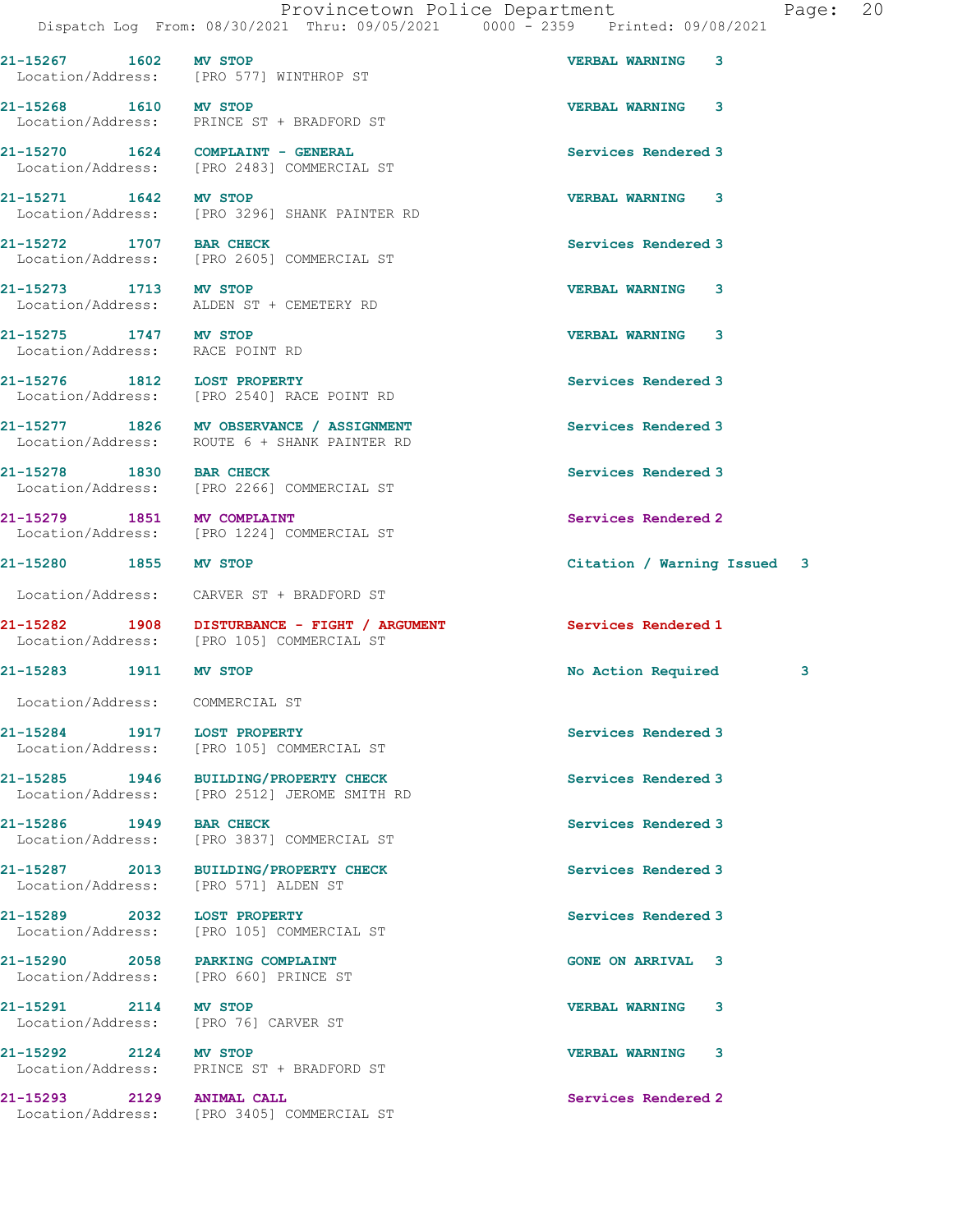21-15267 1602 MV STOP VERBAL WARNING 3
Location/Address: [PRO 577] WINTHROP ST

21-15268 1610 MV STOP VERBAL WARNING 3
Location/Address: PRINCE ST + BRADFORD ST

21-15270 1624 COMPLAINT - GENERAL Services Rendered 3
Location/Address: [PRO 2483] COMMERCIAL ST

21-15271 1642 MV STOP VERBAL WARNING 3
Location/Address: [PRO 3296] SHANK PAINTER RD

21-15272 1707 BAR CHECK Services Rendered 3
Location/Address: [PRO 2605] COMMERCIAL ST

21-15273 1713 MV STOP VERBAL WARNING 3
Location/Address: ALDEN ST + CEMETERY RD

21-15275 1747 MV STOP VERBAL WARNING 3
Location/Address: RACE POINT RD

21-15276 1812 LOST PROPERTY Services Rendered 3
Location/Address: [PRO 2540] RACE POINT RD

21-15277 1826 MV OBSERVANCE / ASSIGNMENT Services Rendered 3
Location/Address: ROUTE 6 + SHANK PAINTER RD

21-15278 1830 BAR CHECK Services Rendered 3
Location/Address: [PRO 2266] COMMERCIAL ST

21-15279 1851 MV COMPLAINT Services Rendered 2
Location/Address: [PRO 1224] COMMERCIAL ST

21-15280 1855 MV STOP Citation / Warning Issued 3
Location/Address: CARVER ST + BRADFORD ST

21-15282 1908 DISTURBANCE - FIGHT / ARGUMENT Services Rendered 1
Location/Address: [PRO 105] COMMERCIAL ST

21-15283 1911 MV STOP No Action Required 3
Location/Address: COMMERCIAL ST

21-15284 1917 LOST PROPERTY Services Rendered 3
Location/Address: [PRO 105] COMMERCIAL ST

21-15285 1946 BUILDING/PROPERTY CHECK Services Rendered 3
Location/Address: [PRO 2512] JEROME SMITH RD

21-15286 1949 BAR CHECK Services Rendered 3
Location/Address: [PRO 3837] COMMERCIAL ST

21-15287 2013 BUILDING/PROPERTY CHECK Services Rendered 3
Location/Address: [PRO 571] ALDEN ST

21-15289 2032 LOST PROPERTY Services Rendered 3
Location/Address: [PRO 105] COMMERCIAL ST

21-15290 2058 PARKING COMPLAINT GONE ON ARRIVAL 3
Location/Address: [PRO 660] PRINCE ST

21-15291 2114 MV STOP VERBAL WARNING 3
Location/Address: [PRO 76] CARVER ST

21-15292 2124 MV STOP VERBAL WARNING 3
Location/Address: PRINCE ST + BRADFORD ST

21-15293 2129 ANIMAL CALL Services Rendered 2
Location/Address: [PRO 3405] COMMERCIAL ST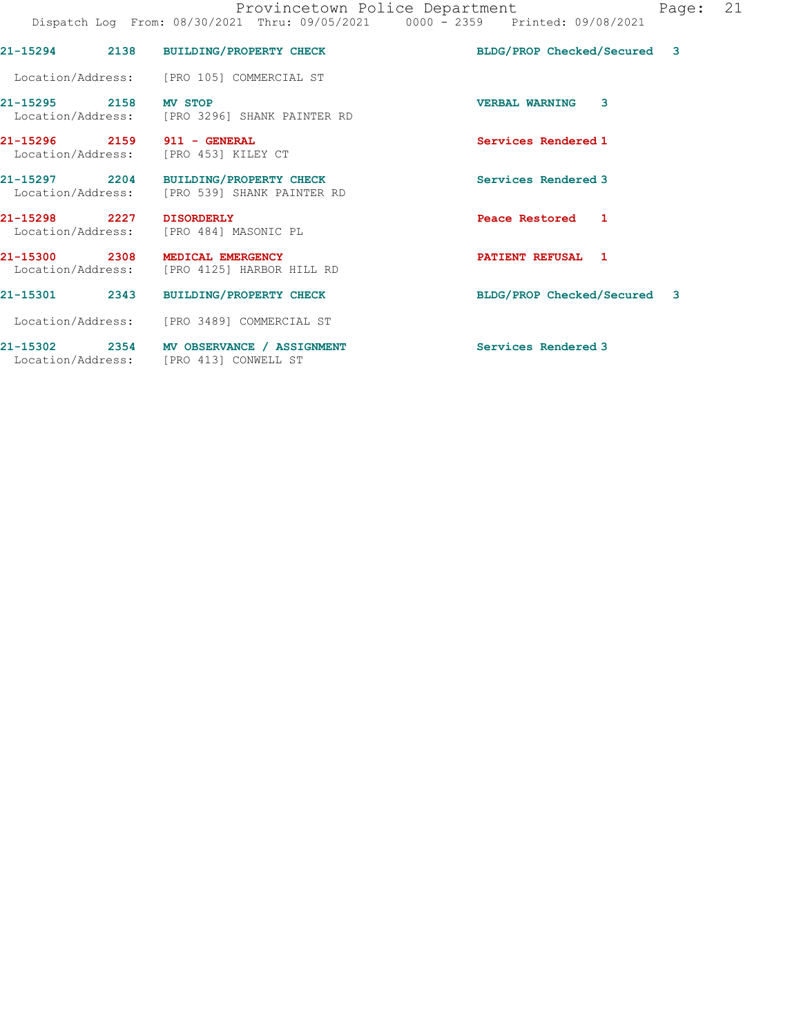| | | | |
|---|---|---|---|
| **21-15294** | **2138** | **BUILDING/PROPERTY CHECK** | **BLDG/PROP Checked/Secured 3** |
| Location/Address: | [PRO 105] COMMERCIAL ST | | |
| **21-15295** | **2158** | **MV STOP** | **VERBAL WARNING 3** |
| Location/Address: | [PRO 3296] SHANK PAINTER RD | | |
| **21-15296** | **2159** | **911 - GENERAL** | **Services Rendered 1** |
| Location/Address: | [PRO 453] KILEY CT | | |
| **21-15297** | **2204** | **BUILDING/PROPERTY CHECK** | **Services Rendered 3** |
| Location/Address: | [PRO 539] SHANK PAINTER RD | | |
| **21-15298** | **2227** | **DISORDERLY** | **Peace Restored 1** |
| Location/Address: | [PRO 484] MASONIC PL | | |
| **21-15300** | **2308** | **MEDICAL EMERGENCY** | **PATIENT REFUSAL 1** |
| Location/Address: | [PRO 4125] HARBOR HILL RD | | |
| **21-15301** | **2343** | **BUILDING/PROPERTY CHECK** | **BLDG/PROP Checked/Secured 3** |
| Location/Address: | [PRO 3489] COMMERCIAL ST | | |
| **21-15302** | **2354** | **MV OBSERVANCE / ASSIGNMENT** | **Services Rendered 3** |
| Location/Address: | [PRO 413] CONWELL ST | | |